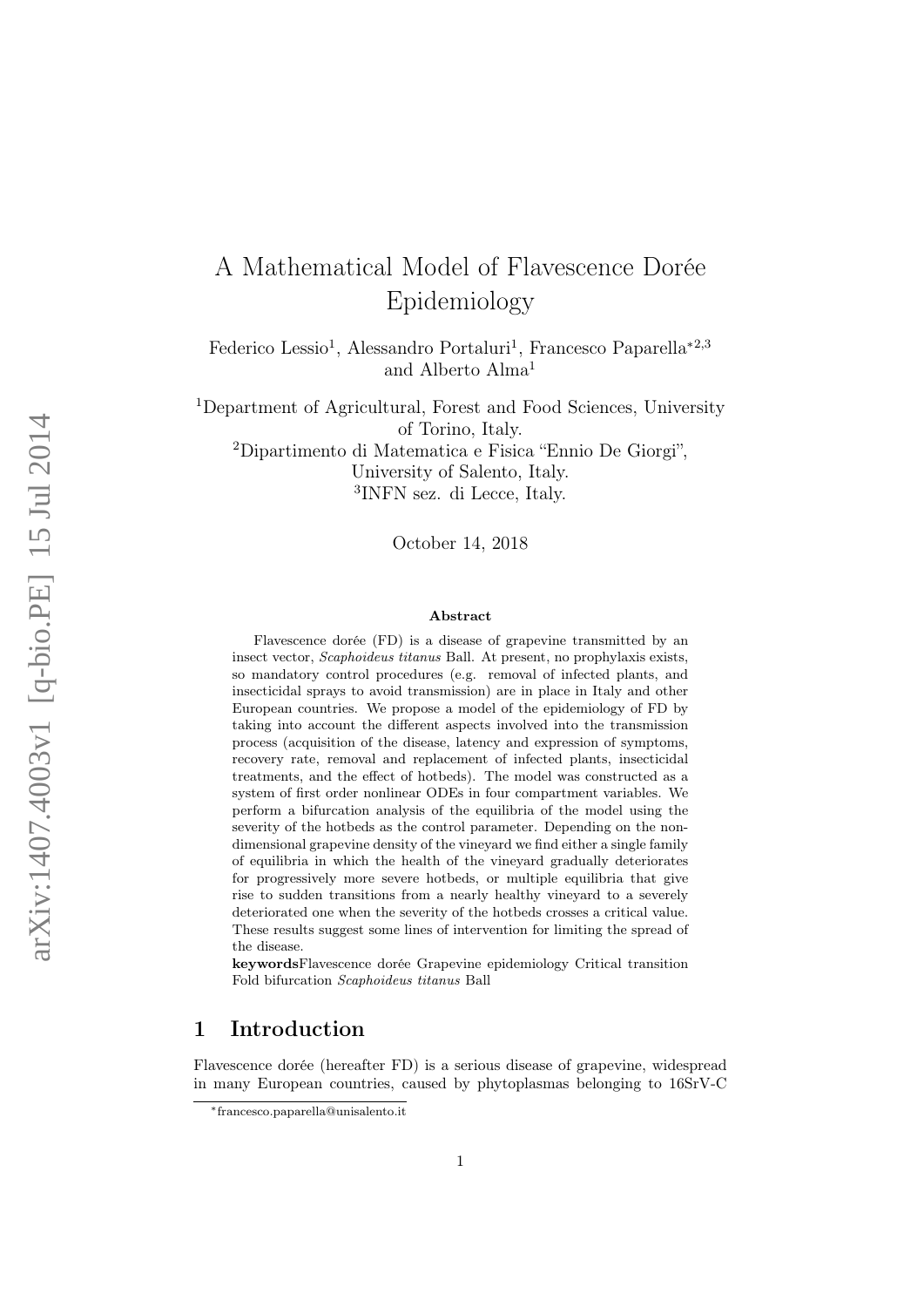# A Mathematical Model of Flavescence Dorée Epidemiology

Federico Lessio[1], Alessandro Portaluri[1], Francesco Paparella[*2,3] and Alberto Alma[1]

[1]Department of Agricultural, Forest and Food Sciences, University of Torino, Italy.
[2]Dipartimento di Matematica e Fisica "Ennio De Giorgi", University of Salento, Italy.
[3]INFN sez. di Lecce, Italy.

October 14, 2018

### Abstract

Flavescence dorée (FD) is a disease of grapevine transmitted by an insect vector, *Scaphoideus titanus* Ball. At present, no prophylaxis exists, so mandatory control procedures (e.g. removal of infected plants, and insecticidal sprays to avoid transmission) are in place in Italy and other European countries. We propose a model of the epidemiology of FD by taking into account the different aspects involved into the transmission process (acquisition of the disease, latency and expression of symptoms, recovery rate, removal and replacement of infected plants, insecticidal treatments, and the effect of hotbeds). The model was constructed as a system of first order nonlinear ODEs in four compartment variables. We perform a bifurcation analysis of the equilibria of the model using the severity of the hotbeds as the control parameter. Depending on the non-dimensional grapevine density of the vineyard we find either a single family of equilibria in which the health of the vineyard gradually deteriorates for progressively more severe hotbeds, or multiple equilibria that give rise to sudden transitions from a nearly healthy vineyard to a severely deteriorated one when the severity of the hotbeds crosses a critical value. These results suggest some lines of intervention for limiting the spread of the disease.

**keywords**Flavescence dorée Grapevine epidemiology Critical transition Fold bifurcation *Scaphoideus titanus* Ball

## 1 Introduction

Flavescence dorée (hereafter FD) is a serious disease of grapevine, widespread in many European countries, caused by phytoplasmas belonging to 16SrV-C

*francesco.paparella@unisalento.it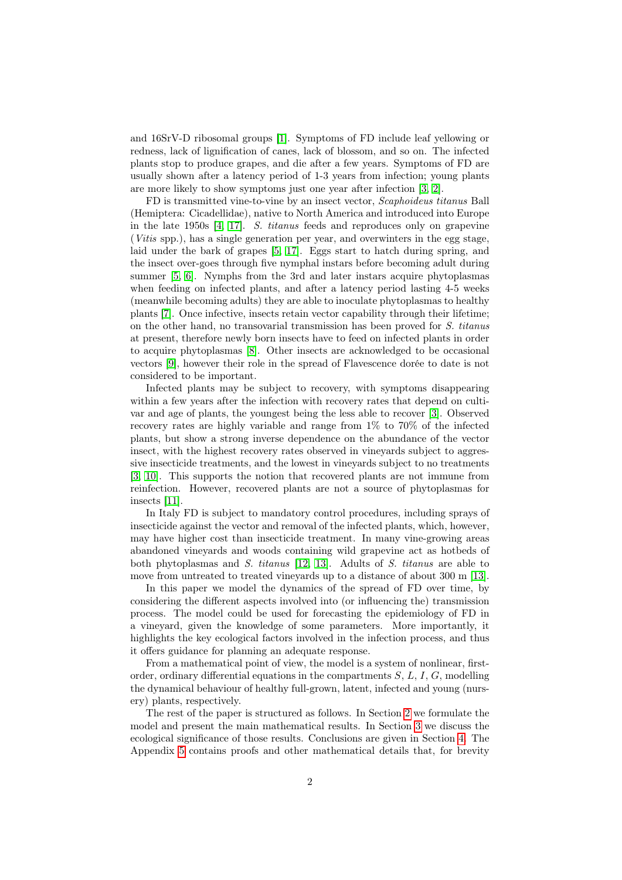and 16SrV-D ribosomal groups [1]. Symptoms of FD include leaf yellowing or redness, lack of lignification of canes, lack of blossom, and so on. The infected plants stop to produce grapes, and die after a few years. Symptoms of FD are usually shown after a latency period of 1-3 years from infection; young plants are more likely to show symptoms just one year after infection [3, 2].

FD is transmitted vine-to-vine by an insect vector, *Scaphoideus titanus* Ball (Hemiptera: Cicadellidae), native to North America and introduced into Europe in the late 1950s [4, 17]. *S. titanus* feeds and reproduces only on grapevine (*Vitis* spp.), has a single generation per year, and overwinters in the egg stage, laid under the bark of grapes [5, 17]. Eggs start to hatch during spring, and the insect over-goes through five nymphal instars before becoming adult during summer [5, 6]. Nymphs from the 3rd and later instars acquire phytoplasmas when feeding on infected plants, and after a latency period lasting 4-5 weeks (meanwhile becoming adults) they are able to inoculate phytoplasmas to healthy plants [7]. Once infective, insects retain vector capability through their lifetime; on the other hand, no transovarial transmission has been proved for *S. titanus* at present, therefore newly born insects have to feed on infected plants in order to acquire phytoplasmas [8]. Other insects are acknowledged to be occasional vectors [9], however their role in the spread of Flavescence dorée to date is not considered to be important.

Infected plants may be subject to recovery, with symptoms disappearing within a few years after the infection with recovery rates that depend on cultivar and age of plants, the youngest being the less able to recover [3]. Observed recovery rates are highly variable and range from 1% to 70% of the infected plants, but show a strong inverse dependence on the abundance of the vector insect, with the highest recovery rates observed in vineyards subject to aggressive insecticide treatments, and the lowest in vineyards subject to no treatments [3, 10]. This supports the notion that recovered plants are not immune from reinfection. However, recovered plants are not a source of phytoplasmas for insects [11].

In Italy FD is subject to mandatory control procedures, including sprays of insecticide against the vector and removal of the infected plants, which, however, may have higher cost than insecticide treatment. In many vine-growing areas abandoned vineyards and woods containing wild grapevine act as hotbeds of both phytoplasmas and *S. titanus* [12, 13]. Adults of *S. titanus* are able to move from untreated to treated vineyards up to a distance of about 300 m [13].

In this paper we model the dynamics of the spread of FD over time, by considering the different aspects involved into (or influencing the) transmission process. The model could be used for forecasting the epidemiology of FD in a vineyard, given the knowledge of some parameters. More importantly, it highlights the key ecological factors involved in the infection process, and thus it offers guidance for planning an adequate response.

From a mathematical point of view, the model is a system of nonlinear, first-order, ordinary differential equations in the compartments $S$, $L$, $I$, $G$, modelling the dynamical behaviour of healthy full-grown, latent, infected and young (nursery) plants, respectively.

The rest of the paper is structured as follows. In Section 2 we formulate the model and present the main mathematical results. In Section 3 we discuss the ecological significance of those results. Conclusions are given in Section 4. The Appendix 5 contains proofs and other mathematical details that, for brevity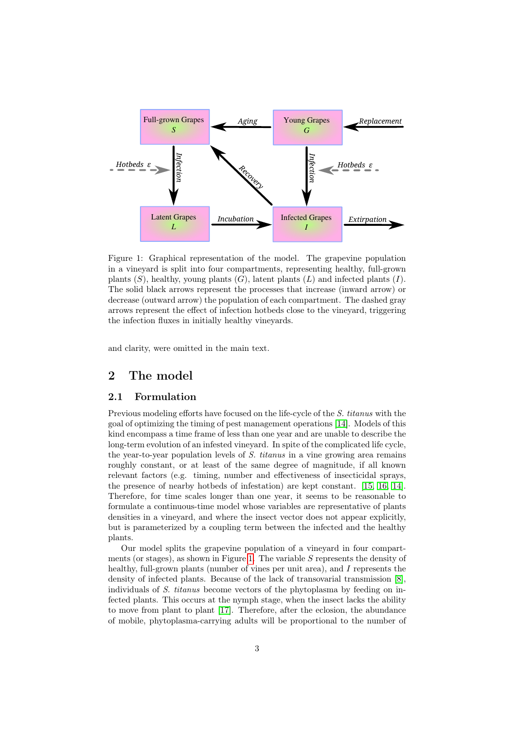Figure 1: Graphical representation of the model. The grapevine population in a vineyard is split into four compartments, representing healthy, full-grown plants ($S$), healthy, young plants ($G$), latent plants ($L$) and infected plants ($I$). The solid black arrows represent the processes that increase (inward arrow) or decrease (outward arrow) the population of each compartment. The dashed gray arrows represent the effect of infection hotbeds close to the vineyard, triggering the infection fluxes in initially healthy vineyards.

and clarity, were omitted in the main text.

# 2 The model

## 2.1 Formulation

Previous modeling efforts have focused on the life-cycle of the *S. titanus* with the goal of optimizing the timing of pest management operations [14]. Models of this kind encompass a time frame of less than one year and are unable to describe the long-term evolution of an infested vineyard. In spite of the complicated life cycle, the year-to-year population levels of *S. titanus* in a vine growing area remains roughly constant, or at least of the same degree of magnitude, if all known relevant factors (e.g. timing, number and effectiveness of insecticidal sprays, the presence of nearby hotbeds of infestation) are kept constant. [15, 16, 14]. Therefore, for time scales longer than one year, it seems to be reasonable to formulate a continuous-time model whose variables are representative of plants densities in a vineyard, and where the insect vector does not appear explicitly, but is parameterized by a coupling term between the infected and the healthy plants.

Our model splits the grapevine population of a vineyard in four compartments (or stages), as shown in Figure 1. The variable $S$ represents the density of healthy, full-grown plants (number of vines per unit area), and $I$ represents the density of infected plants. Because of the lack of transovarial transmission [8], individuals of *S. titanus* become vectors of the phytoplasma by feeding on infected plants. This occurs at the nymph stage, when the insect lacks the ability to move from plant to plant [17]. Therefore, after the eclosion, the abundance of mobile, phytoplasma-carrying adults will be proportional to the number of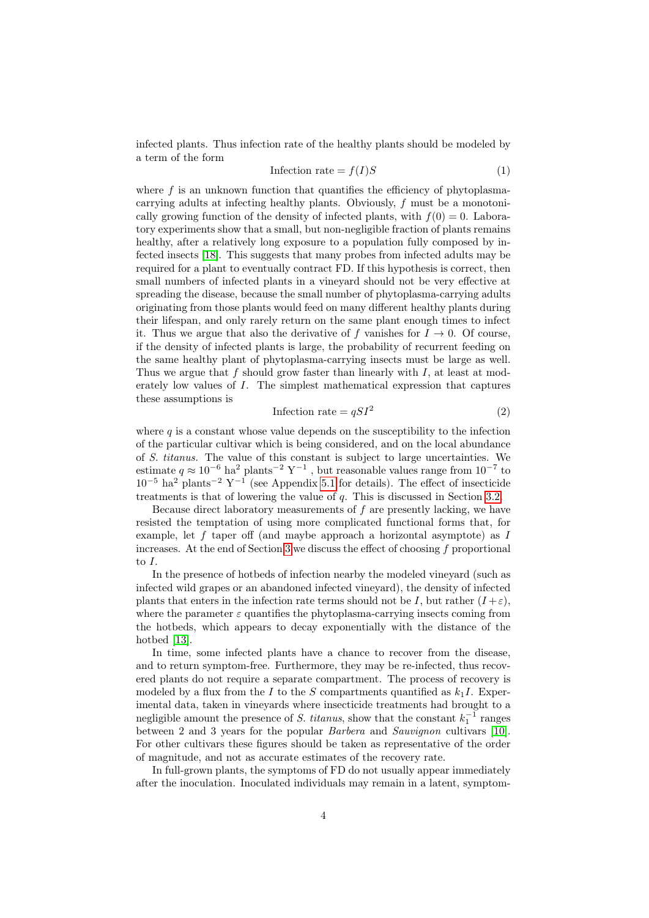infected plants. Thus infection rate of the healthy plants should be modeled by a term of the form

$$\text{Infection rate} = f(I)S \tag{1}$$

where $f$ is an unknown function that quantifies the efficiency of phytoplasma-carrying adults at infecting healthy plants. Obviously, $f$ must be a monotonically growing function of the density of infected plants, with $f(0) = 0$. Laboratory experiments show that a small, but non-negligible fraction of plants remains healthy, after a relatively long exposure to a population fully composed by infected insects [18]. This suggests that many probes from infected adults may be required for a plant to eventually contract FD. If this hypothesis is correct, then small numbers of infected plants in a vineyard should not be very effective at spreading the disease, because the small number of phytoplasma-carrying adults originating from those plants would feed on many different healthy plants during their lifespan, and only rarely return on the same plant enough times to infect it. Thus we argue that also the derivative of $f$ vanishes for $I \to 0$. Of course, if the density of infected plants is large, the probability of recurrent feeding on the same healthy plant of phytoplasma-carrying insects must be large as well. Thus we argue that $f$ should grow faster than linearly with $I$, at least at moderately low values of $I$. The simplest mathematical expression that captures these assumptions is

$$\text{Infection rate} = qSI^2 \tag{2}$$

where $q$ is a constant whose value depends on the susceptibility to the infection of the particular cultivar which is being considered, and on the local abundance of *S. titanus*. The value of this constant is subject to large uncertainties. We estimate $q \approx 10^{-6}$ ha$^2$ plants$^{-2}$ Y$^{-1}$ , but reasonable values range from $10^{-7}$ to $10^{-5}$ ha$^2$ plants$^{-2}$ Y$^{-1}$ (see Appendix 5.1 for details). The effect of insecticide treatments is that of lowering the value of $q$. This is discussed in Section 3.2.

Because direct laboratory measurements of $f$ are presently lacking, we have resisted the temptation of using more complicated functional forms that, for example, let $f$ taper off (and maybe approach a horizontal asymptote) as $I$ increases. At the end of Section 3 we discuss the effect of choosing $f$ proportional to $I$.

In the presence of hotbeds of infection nearby the modeled vineyard (such as infected wild grapes or an abandoned infected vineyard), the density of infected plants that enters in the infection rate terms should not be $I$, but rather $(I + \varepsilon)$, where the parameter $\varepsilon$ quantifies the phytoplasma-carrying insects coming from the hotbeds, which appears to decay exponentially with the distance of the hotbed [13].

In time, some infected plants have a chance to recover from the disease, and to return symptom-free. Furthermore, they may be re-infected, thus recovered plants do not require a separate compartment. The process of recovery is modeled by a flux from the $I$ to the $S$ compartments quantified as $k_1 I$. Experimental data, taken in vineyards where insecticide treatments had brought to a negligible amount the presence of *S. titanus*, show that the constant $k_1^{-1}$ ranges between 2 and 3 years for the popular *Barbera* and *Sauvignon* cultivars [10]. For other cultivars these figures should be taken as representative of the order of magnitude, and not as accurate estimates of the recovery rate.

In full-grown plants, the symptoms of FD do not usually appear immediately after the inoculation. Inoculated individuals may remain in a latent, symptom-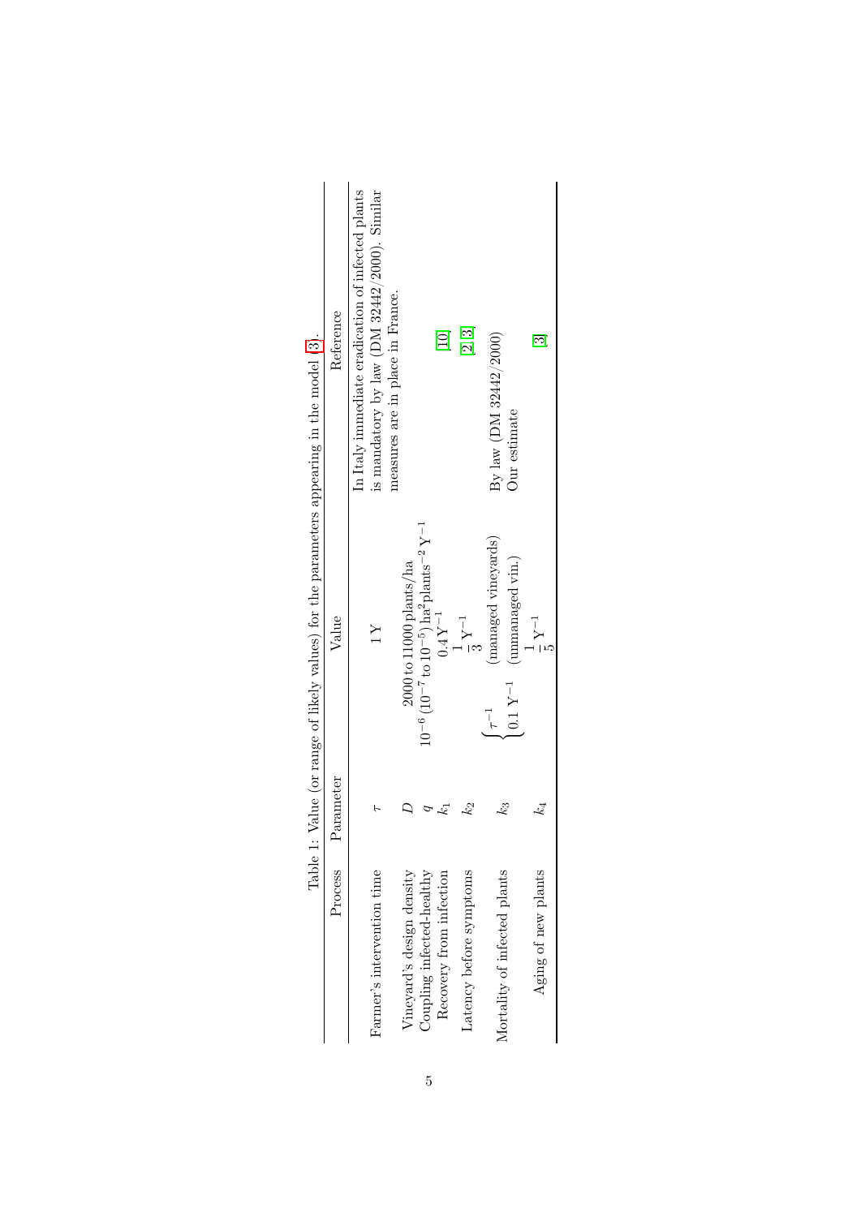Table 1: Value (or range of likely values) for the parameters appearing in the model [3].

| Process | Parameter | Value | Reference |
|---|---|---|---|
| Farmer's intervention time | $\tau$ | $1\,\mathrm{Y}$ | In Italy immediate eradication of infected plants is mandatory by law (DM 32442/2000). Similar measures are in place in France. |
| Vineyard's design density | $D$ | $2000$ to $11000\,\mathrm{plants/ha}$ | |
| Coupling infected-healthy | $q$ | $10^{-6}\,(10^{-7}$ to $10^{-5})\,\mathrm{ha^2 plants^{-2}\,Y^{-1}}$ | |
| Recovery from infection | $k_1$ | $0.4\,\mathrm{Y^{-1}}$ | [10] |
| Latency before symptoms | $k_2$ | $\frac{1}{3}\,\mathrm{Y^{-1}}$ | [2, 3] |
| Mortality of infected plants | $k_3$ | $\begin{cases} \tau^{-1} & \text{(managed vineyards)} \\ 0.1\,\mathrm{Y^{-1}} & \text{(unmanaged vin.)} \end{cases}$ | By law (DM 32442/2000) / Our estimate |
| Aging of new plants | $k_4$ | $\frac{1}{5}\,\mathrm{Y^{-1}}$ | [3] |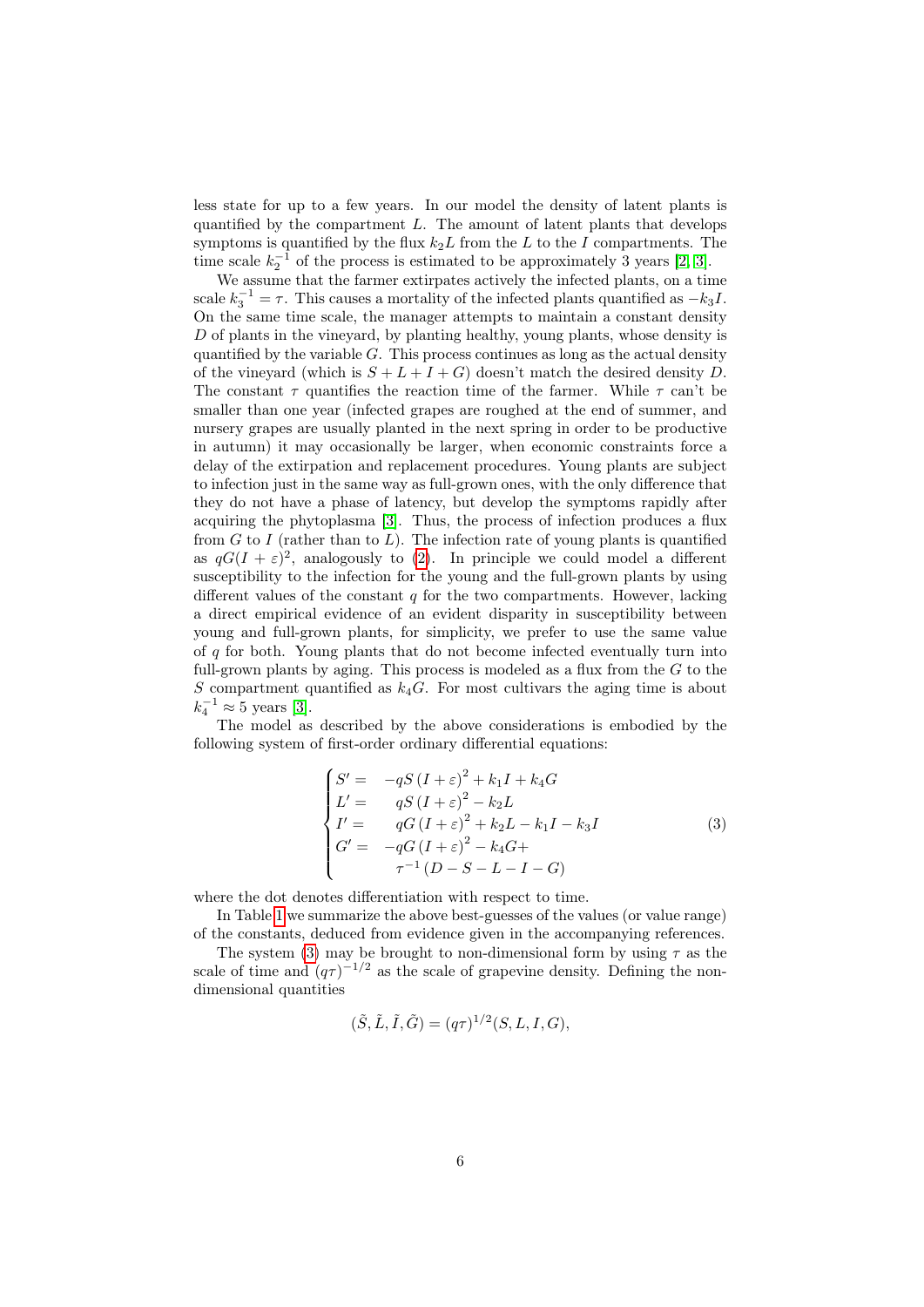less state for up to a few years. In our model the density of latent plants is quantified by the compartment $L$. The amount of latent plants that develops symptoms is quantified by the flux $k_2 L$ from the $L$ to the $I$ compartments. The time scale $k_2^{-1}$ of the process is estimated to be approximately 3 years [2, 3].

We assume that the farmer extirpates actively the infected plants, on a time scale $k_3^{-1} = \tau$. This causes a mortality of the infected plants quantified as $-k_3 I$. On the same time scale, the manager attempts to maintain a constant density $D$ of plants in the vineyard, by planting healthy, young plants, whose density is quantified by the variable $G$. This process continues as long as the actual density of the vineyard (which is $S + L + I + G$) doesn't match the desired density $D$. The constant $\tau$ quantifies the reaction time of the farmer. While $\tau$ can't be smaller than one year (infected grapes are roughed at the end of summer, and nursery grapes are usually planted in the next spring in order to be productive in autumn) it may occasionally be larger, when economic constraints force a delay of the extirpation and replacement procedures. Young plants are subject to infection just in the same way as full-grown ones, with the only difference that they do not have a phase of latency, but develop the symptoms rapidly after acquiring the phytoplasma [3]. Thus, the process of infection produces a flux from $G$ to $I$ (rather than to $L$). The infection rate of young plants is quantified as $qG(I + \varepsilon)^2$, analogously to (2). In principle we could model a different susceptibility to the infection for the young and the full-grown plants by using different values of the constant $q$ for the two compartments. However, lacking a direct empirical evidence of an evident disparity in susceptibility between young and full-grown plants, for simplicity, we prefer to use the same value of $q$ for both. Young plants that do not become infected eventually turn into full-grown plants by aging. This process is modeled as a flux from the $G$ to the $S$ compartment quantified as $k_4 G$. For most cultivars the aging time is about $k_4^{-1} \approx 5$ years [3].

The model as described by the above considerations is embodied by the following system of first-order ordinary differential equations:

$$
\begin{cases}
S' = & -qS\left(I+\varepsilon\right)^2 + k_1 I + k_4 G \\
L' = & \quad qS\left(I+\varepsilon\right)^2 - k_2 L \\
I' = & \quad qG\left(I+\varepsilon\right)^2 + k_2 L - k_1 I - k_3 I \\
G' = & -qG\left(I+\varepsilon\right)^2 - k_4 G + \\
 & \quad \tau^{-1}\left(D - S - L - I - G\right)
\end{cases}
\tag{3}
$$

where the dot denotes differentiation with respect to time.

In Table 1 we summarize the above best-guesses of the values (or value range) of the constants, deduced from evidence given in the accompanying references.

The system (3) may be brought to non-dimensional form by using $\tau$ as the scale of time and $(q\tau)^{-1/2}$ as the scale of grapevine density. Defining the non-dimensional quantities

$$
(\tilde{S}, \tilde{L}, \tilde{I}, \tilde{G}) = (q\tau)^{1/2}(S, L, I, G),
$$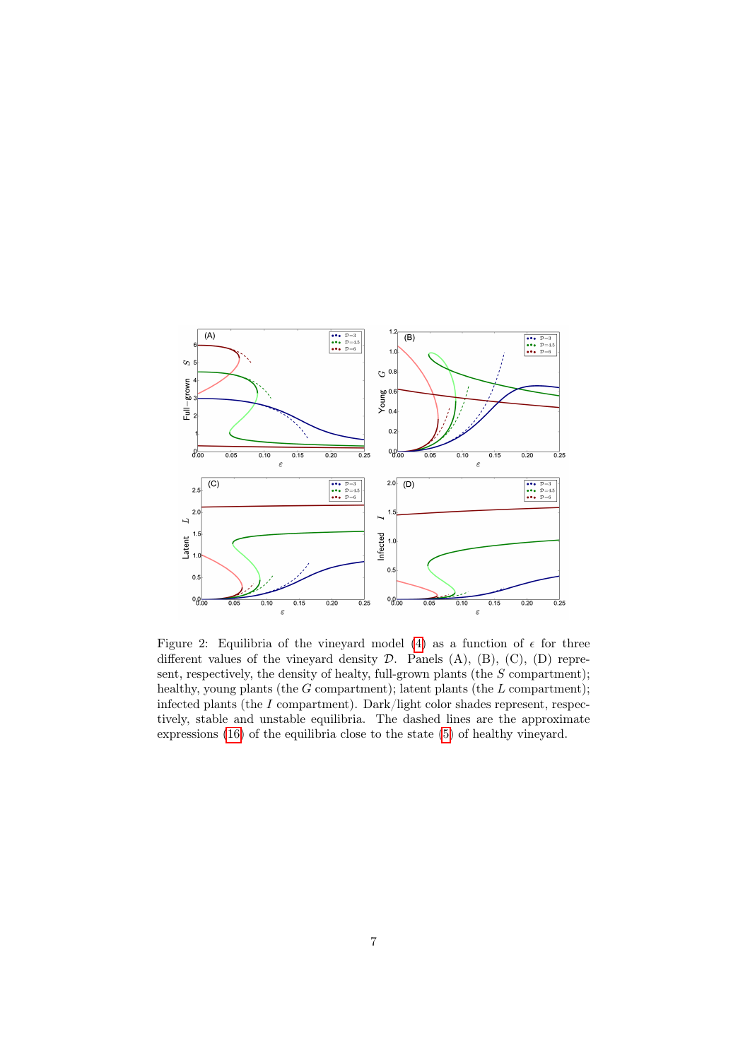Figure 2: Equilibria of the vineyard model (4) as a function of $\epsilon$ for three different values of the vineyard density $\mathcal{D}$. Panels (A), (B), (C), (D) represent, respectively, the density of healty, full-grown plants (the $S$ compartment); healthy, young plants (the $G$ compartment); latent plants (the $L$ compartment); infected plants (the $I$ compartment). Dark/light color shades represent, respectively, stable and unstable equilibria. The dashed lines are the approximate expressions (16) of the equilibria close to the state (5) of healthy vineyard.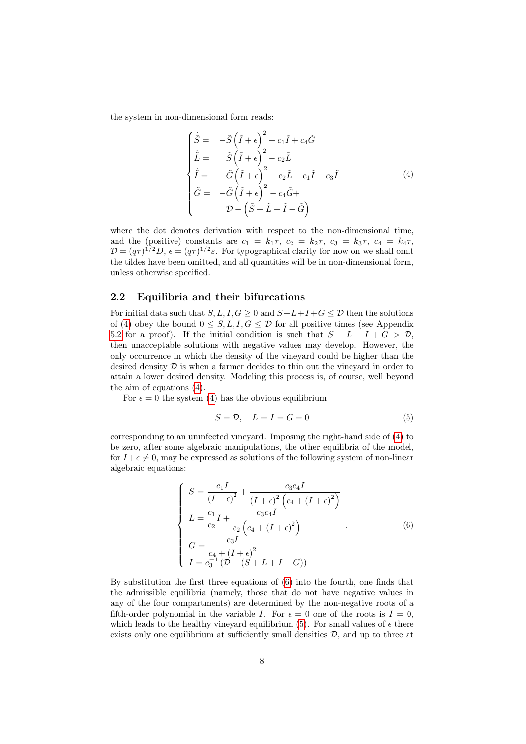the system in non-dimensional form reads:

$$
\begin{cases}
\dot{\tilde{S}} = & -\tilde{S}\left(\tilde{I}+\epsilon\right)^2 + c_1\tilde{I} + c_4\tilde{G} \\
\dot{\tilde{L}} = & \tilde{S}\left(\tilde{I}+\epsilon\right)^2 - c_2\tilde{L} \\
\dot{\tilde{I}} = & \tilde{G}\left(\tilde{I}+\epsilon\right)^2 + c_2\tilde{L} - c_1\tilde{I} - c_3\tilde{I} \\
\dot{\tilde{G}} = & -\tilde{G}\left(\tilde{I}+\epsilon\right)^2 - c_4\tilde{G} + \\
 & \mathcal{D} - \left(\tilde{S}+\tilde{L}+\tilde{I}+\tilde{G}\right)
\end{cases}
\tag{4}
$$

where the dot denotes derivation with respect to the non-dimensional time, and the (positive) constants are $c_1 = k_1\tau$, $c_2 = k_2\tau$, $c_3 = k_3\tau$, $c_4 = k_4\tau$, $\mathcal{D} = (q\tau)^{1/2}D$, $\epsilon = (q\tau)^{1/2}\varepsilon$. For typographical clarity for now on we shall omit the tildes have been omitted, and all quantities will be in non-dimensional form, unless otherwise specified.

## 2.2 Equilibria and their bifurcations

For initial data such that $S, L, I, G \geq 0$ and $S+L+I+G \leq \mathcal{D}$ then the solutions of (4) obey the bound $0 \leq S, L, I, G \leq \mathcal{D}$ for all positive times (see Appendix 5.2 for a proof). If the initial condition is such that $S + L + I + G > \mathcal{D}$, then unacceptable solutions with negative values may develop. However, the only occurrence in which the density of the vineyard could be higher than the desired density $\mathcal{D}$ is when a farmer decides to thin out the vineyard in order to attain a lower desired density. Modeling this process is, of course, well beyond the aim of equations (4).

For $\epsilon = 0$ the system (4) has the obvious equilibrium

$$
S = \mathcal{D}, \quad L = I = G = 0 \tag{5}
$$

corresponding to an uninfected vineyard. Imposing the right-hand side of (4) to be zero, after some algebraic manipulations, the other equilibria of the model, for $I+\epsilon \neq 0$, may be expressed as solutions of the following system of non-linear algebraic equations:

$$
\begin{cases}
S = \dfrac{c_1 I}{(I+\epsilon)^2} + \dfrac{c_3 c_4 I}{(I+\epsilon)^2\left(c_4 + (I+\epsilon)^2\right)} \\
L = \dfrac{c_1}{c_2} I + \dfrac{c_3 c_4 I}{c_2\left(c_4 + (I+\epsilon)^2\right)} \\
G = \dfrac{c_3 I}{c_4 + (I+\epsilon)^2} \\
I = c_3^{-1}\left(\mathcal{D} - (S+L+I+G)\right)
\end{cases}
. \tag{6}
$$

By substitution the first three equations of (6) into the fourth, one finds that the admissible equilibria (namely, those that do not have negative values in any of the four compartments) are determined by the non-negative roots of a fifth-order polynomial in the variable $I$. For $\epsilon = 0$ one of the roots is $I = 0$, which leads to the healthy vineyard equilibrium (5). For small values of $\epsilon$ there exists only one equilibrium at sufficiently small densities $\mathcal{D}$, and up to three at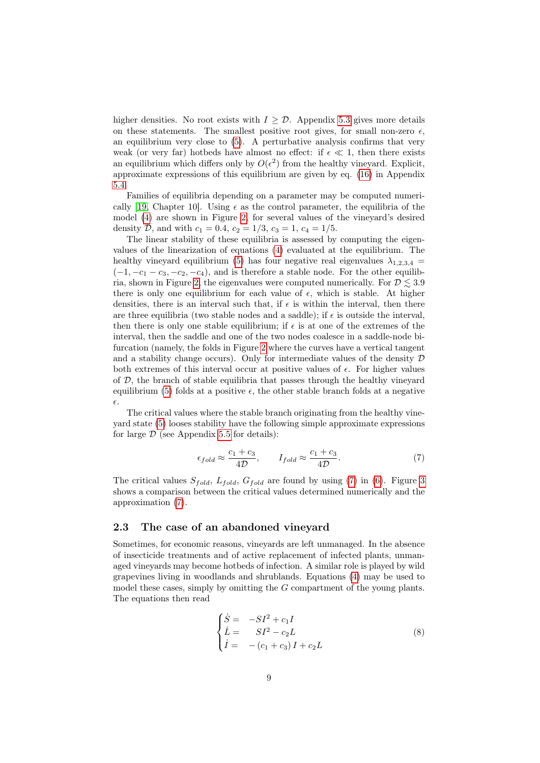higher densities. No root exists with $I \geq \mathcal{D}$. Appendix 5.3 gives more details on these statements. The smallest positive root gives, for small non-zero $\epsilon$, an equilibrium very close to (5). A perturbative analysis confirms that very weak (or very far) hotbeds have almost no effect: if $\epsilon \ll 1$, then there exists an equilibrium which differs only by $O(\epsilon^2)$ from the healthy vineyard. Explicit, approximate expressions of this equilibrium are given by eq. (16) in Appendix 5.4.

Families of equilibria depending on a parameter may be computed numerically [19, Chapter 10]. Using $\epsilon$ as the control parameter, the equilibria of the model (4) are shown in Figure 2, for several values of the vineyard's desired density $\mathcal{D}$, and with $c_1 = 0.4$, $c_2 = 1/3$, $c_3 = 1$, $c_4 = 1/5$.

The linear stability of these equilibria is assessed by computing the eigenvalues of the linearization of equations (4) evaluated at the equilibrium. The healthy vineyard equilibrium (5) has four negative real eigenvalues $\lambda_{1,2,3,4} = (-1, -c_1 - c_3, -c_2, -c_4)$, and is therefore a stable node. For the other equilibria, shown in Figure 2, the eigenvalues were computed numerically. For $\mathcal{D} \lesssim 3.9$ there is only one equilibrium for each value of $\epsilon$, which is stable. At higher densities, there is an interval such that, if $\epsilon$ is within the interval, then there are three equilibria (two stable nodes and a saddle); if $\epsilon$ is outside the interval, then there is only one stable equilibrium; if $\epsilon$ is at one of the extremes of the interval, then the saddle and one of the two nodes coalesce in a saddle-node bifurcation (namely, the folds in Figure 2 where the curves have a vertical tangent and a stability change occurs). Only for intermediate values of the density $\mathcal{D}$ both extremes of this interval occur at positive values of $\epsilon$. For higher values of $\mathcal{D}$, the branch of stable equilibria that passes through the healthy vineyard equilibrium (5) folds at a positive $\epsilon$, the other stable branch folds at a negative $\epsilon$.

The critical values where the stable branch originating from the healthy vineyard state (5) looses stability have the following simple approximate expressions for large $\mathcal{D}$ (see Appendix 5.5 for details):

$$\epsilon_{fold} \approx \frac{c_1 + c_3}{4\mathcal{D}}, \qquad I_{fold} \approx \frac{c_1 + c_3}{4\mathcal{D}}. \tag{7}$$

The critical values $S_{fold}$, $L_{fold}$, $G_{fold}$ are found by using (7) in (6). Figure 3 shows a comparison between the critical values determined numerically and the approximation (7).

## 2.3 The case of an abandoned vineyard

Sometimes, for economic reasons, vineyards are left unmanaged. In the absence of insecticide treatments and of active replacement of infected plants, unmanaged vineyards may become hotbeds of infection. A similar role is played by wild grapevines living in woodlands and shrublands. Equations (4) may be used to model these cases, simply by omitting the $G$ compartment of the young plants. The equations then read

$$\begin{cases} \dot{S} = & -SI^2 + c_1 I \\ \dot{L} = & SI^2 - c_2 L \\ \dot{I} = & -(c_1 + c_3) I + c_2 L \end{cases} \tag{8}$$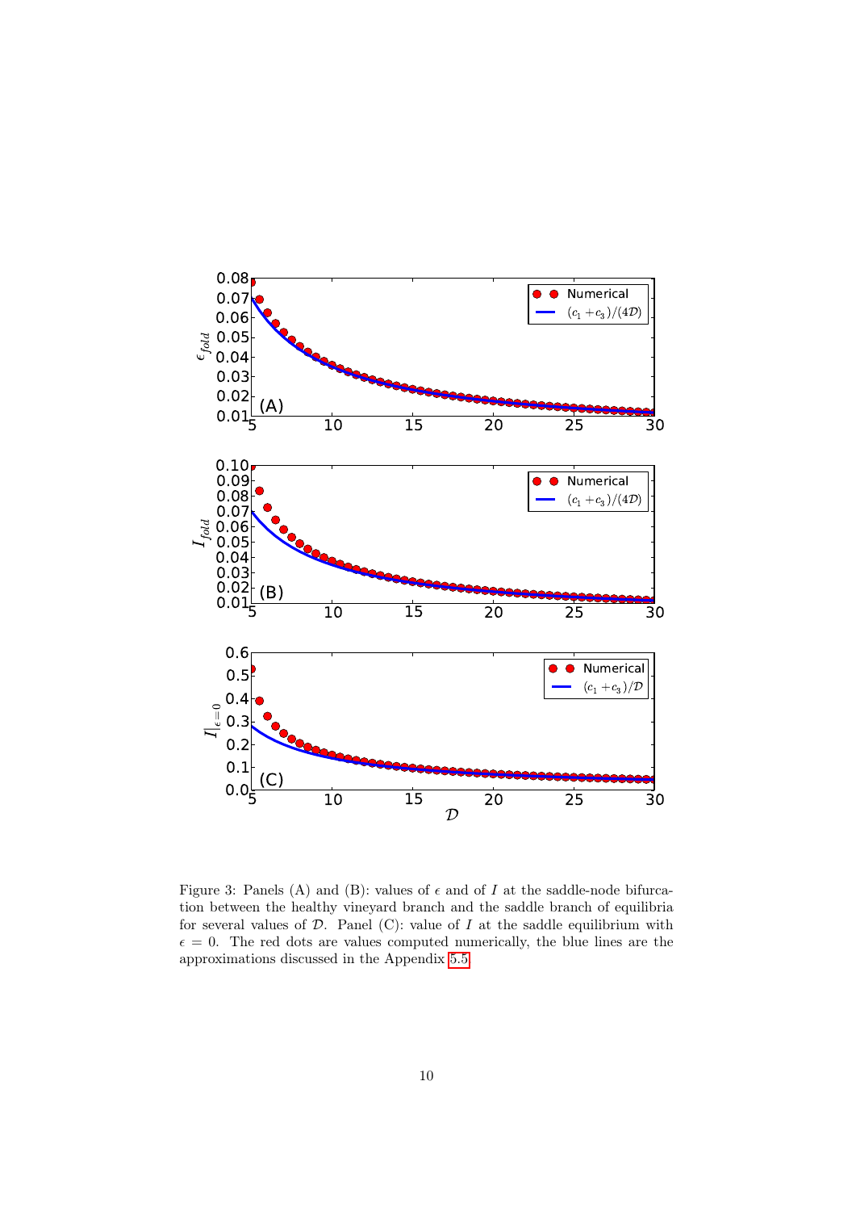Figure 3: Panels (A) and (B): values of $\epsilon$ and of $I$ at the saddle-node bifurcation between the healthy vineyard branch and the saddle branch of equilibria for several values of $\mathcal{D}$. Panel (C): value of $I$ at the saddle equilibrium with $\epsilon = 0$. The red dots are values computed numerically, the blue lines are the approximations discussed in the Appendix 5.5.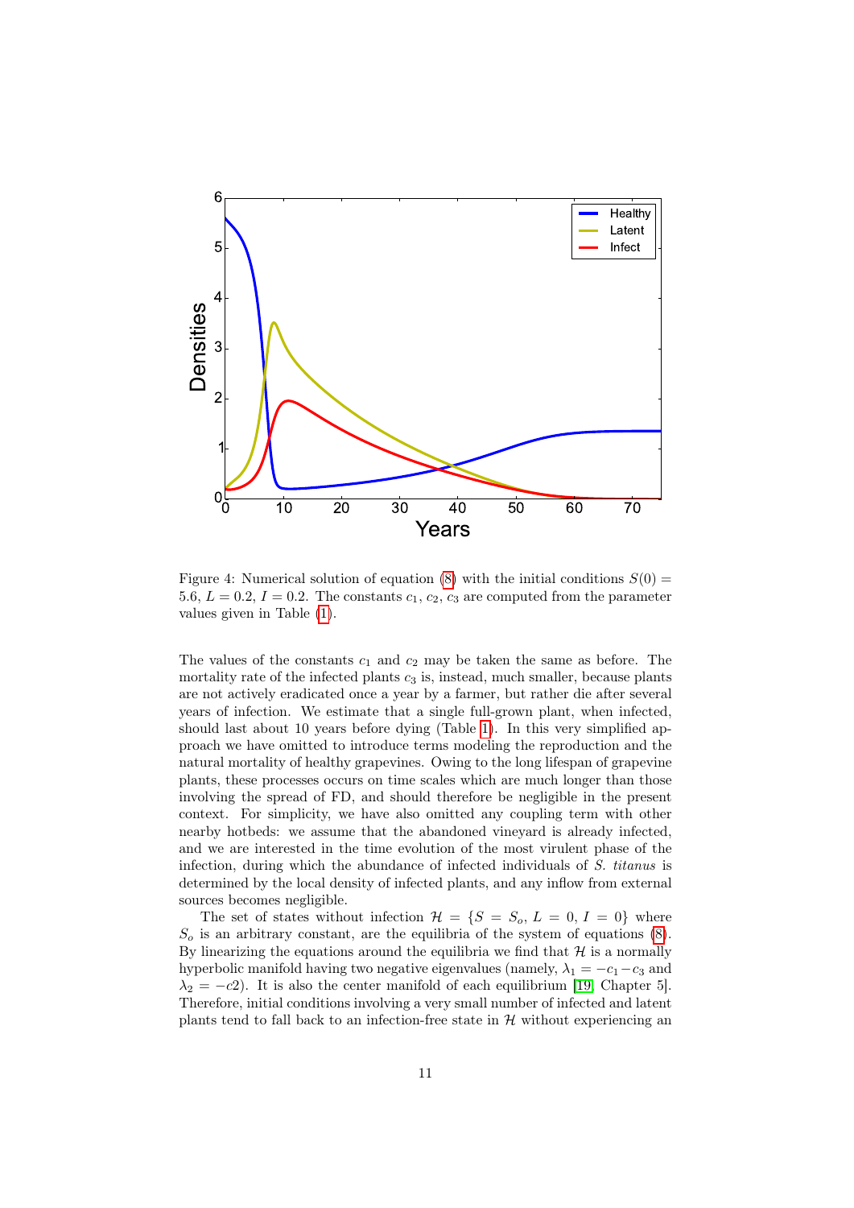Figure 4: Numerical solution of equation (8) with the initial conditions $S(0) = 5.6$, $L = 0.2$, $I = 0.2$. The constants $c_1$, $c_2$, $c_3$ are computed from the parameter values given in Table (1).

The values of the constants $c_1$ and $c_2$ may be taken the same as before. The mortality rate of the infected plants $c_3$ is, instead, much smaller, because plants are not actively eradicated once a year by a farmer, but rather die after several years of infection. We estimate that a single full-grown plant, when infected, should last about 10 years before dying (Table 1). In this very simplified approach we have omitted to introduce terms modeling the reproduction and the natural mortality of healthy grapevines. Owing to the long lifespan of grapevine plants, these processes occurs on time scales which are much longer than those involving the spread of FD, and should therefore be negligible in the present context. For simplicity, we have also omitted any coupling term with other nearby hotbeds: we assume that the abandoned vineyard is already infected, and we are interested in the time evolution of the most virulent phase of the infection, during which the abundance of infected individuals of *S. titanus* is determined by the local density of infected plants, and any inflow from external sources becomes negligible.

The set of states without infection $\mathcal{H} = \{S = S_o,\ L = 0,\ I = 0\}$ where $S_o$ is an arbitrary constant, are the equilibria of the system of equations (8). By linearizing the equations around the equilibria we find that $\mathcal{H}$ is a normally hyperbolic manifold having two negative eigenvalues (namely, $\lambda_1 = -c_1 - c_3$ and $\lambda_2 = -c2$). It is also the center manifold of each equilibrium [19, Chapter 5]. Therefore, initial conditions involving a very small number of infected and latent plants tend to fall back to an infection-free state in $\mathcal{H}$ without experiencing an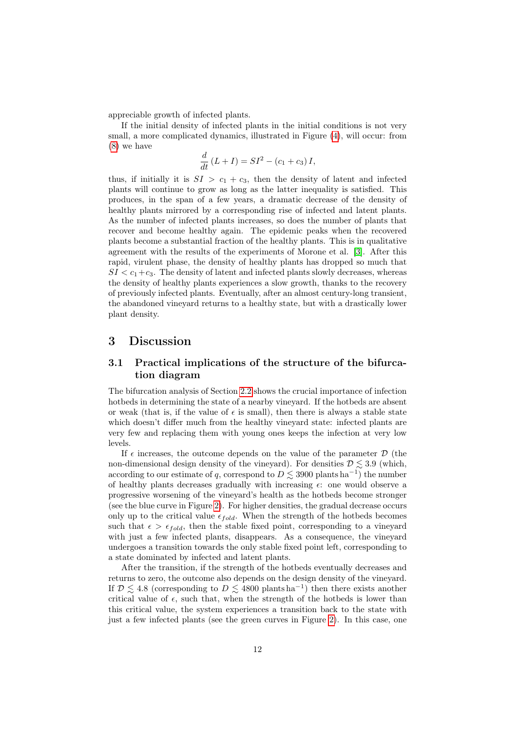appreciable growth of infected plants.

If the initial density of infected plants in the initial conditions is not very small, a more complicated dynamics, illustrated in Figure (4), will occur: from (8) we have

$$\frac{d}{dt}(L+I) = SI^2 - (c_1 + c_3)\, I,$$

thus, if initially it is $SI > c_1 + c_3$, then the density of latent and infected plants will continue to grow as long as the latter inequality is satisfied. This produces, in the span of a few years, a dramatic decrease of the density of healthy plants mirrored by a corresponding rise of infected and latent plants. As the number of infected plants increases, so does the number of plants that recover and become healthy again. The epidemic peaks when the recovered plants become a substantial fraction of the healthy plants. This is in qualitative agreement with the results of the experiments of Morone et al. [3]. After this rapid, virulent phase, the density of healthy plants has dropped so much that $SI < c_1 + c_3$. The density of latent and infected plants slowly decreases, whereas the density of healthy plants experiences a slow growth, thanks to the recovery of previously infected plants. Eventually, after an almost century-long transient, the abandoned vineyard returns to a healthy state, but with a drastically lower plant density.

# 3 Discussion

## 3.1 Practical implications of the structure of the bifurcation diagram

The bifurcation analysis of Section 2.2 shows the crucial importance of infection hotbeds in determining the state of a nearby vineyard. If the hotbeds are absent or weak (that is, if the value of $\epsilon$ is small), then there is always a stable state which doesn't differ much from the healthy vineyard state: infected plants are very few and replacing them with young ones keeps the infection at very low levels.

If $\epsilon$ increases, the outcome depends on the value of the parameter $\mathcal{D}$ (the non-dimensional design density of the vineyard). For densities $\mathcal{D} \lesssim 3.9$ (which, according to our estimate of $q$, correspond to $D \lesssim 3900$ plants ha$^{-1}$) the number of healthy plants decreases gradually with increasing $\epsilon$: one would observe a progressive worsening of the vineyard's health as the hotbeds become stronger (see the blue curve in Figure 2). For higher densities, the gradual decrease occurs only up to the critical value $\epsilon_{fold}$. When the strength of the hotbeds becomes such that $\epsilon > \epsilon_{fold}$, then the stable fixed point, corresponding to a vineyard with just a few infected plants, disappears. As a consequence, the vineyard undergoes a transition towards the only stable fixed point left, corresponding to a state dominated by infected and latent plants.

After the transition, if the strength of the hotbeds eventually decreases and returns to zero, the outcome also depends on the design density of the vineyard. If $\mathcal{D} \lesssim 4.8$ (corresponding to $D \lesssim 4800$ plants ha$^{-1}$) then there exists another critical value of $\epsilon$, such that, when the strength of the hotbeds is lower than this critical value, the system experiences a transition back to the state with just a few infected plants (see the green curves in Figure 2). In this case, one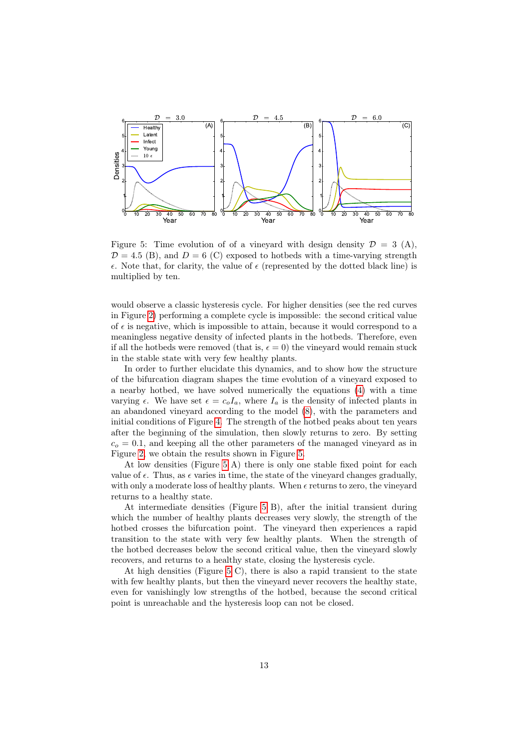Figure 5: Time evolution of of a vineyard with design density $\mathcal{D} = 3$ (A), $\mathcal{D} = 4.5$ (B), and $D = 6$ (C) exposed to hotbeds with a time-varying strength $\epsilon$. Note that, for clarity, the value of $\epsilon$ (represented by the dotted black line) is multiplied by ten.

would observe a classic hysteresis cycle. For higher densities (see the red curves in Figure 2) performing a complete cycle is impossible: the second critical value of $\epsilon$ is negative, which is impossible to attain, because it would correspond to a meaningless negative density of infected plants in the hotbeds. Therefore, even if all the hotbeds were removed (that is, $\epsilon = 0$) the vineyard would remain stuck in the stable state with very few healthy plants.

In order to further elucidate this dynamics, and to show how the structure of the bifurcation diagram shapes the time evolution of a vineyard exposed to a nearby hotbed, we have solved numerically the equations (4) with a time varying $\epsilon$. We have set $\epsilon = c_o I_a$, where $I_a$ is the density of infected plants in an abandoned vineyard according to the model (8), with the parameters and initial conditions of Figure 4. The strength of the hotbed peaks about ten years after the beginning of the simulation, then slowly returns to zero. By setting $c_o = 0.1$, and keeping all the other parameters of the managed vineyard as in Figure 2, we obtain the results shown in Figure 5.

At low densities (Figure 5 A) there is only one stable fixed point for each value of $\epsilon$. Thus, as $\epsilon$ varies in time, the state of the vineyard changes gradually, with only a moderate loss of healthy plants. When $\epsilon$ returns to zero, the vineyard returns to a healthy state.

At intermediate densities (Figure 5 B), after the initial transient during which the number of healthy plants decreases very slowly, the strength of the hotbed crosses the bifurcation point. The vineyard then experiences a rapid transition to the state with very few healthy plants. When the strength of the hotbed decreases below the second critical value, then the vineyard slowly recovers, and returns to a healthy state, closing the hysteresis cycle.

At high densities (Figure 5 C), there is also a rapid transient to the state with few healthy plants, but then the vineyard never recovers the healthy state, even for vanishingly low strengths of the hotbed, because the second critical point is unreachable and the hysteresis loop can not be closed.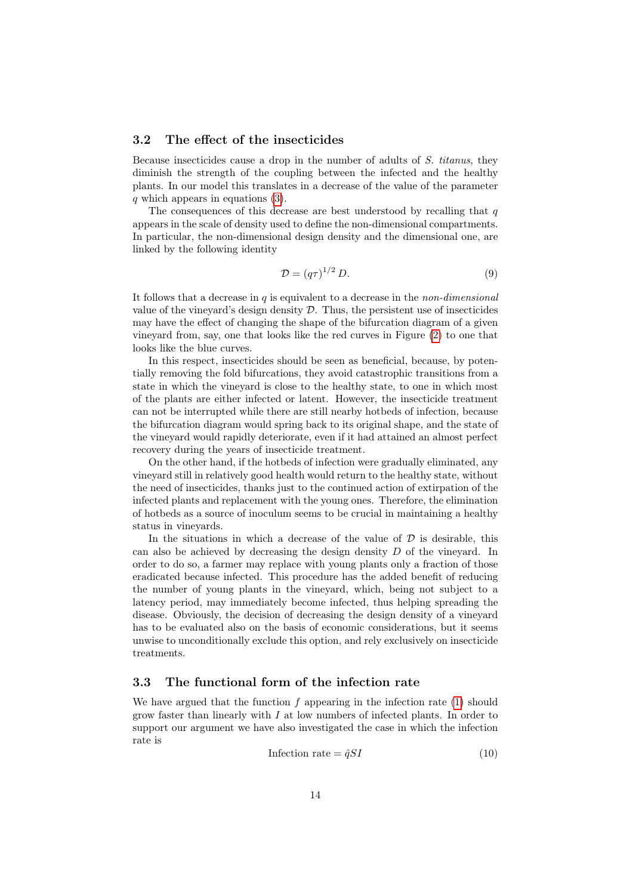### 3.2 The effect of the insecticides

Because insecticides cause a drop in the number of adults of *S. titanus*, they diminish the strength of the coupling between the infected and the healthy plants. In our model this translates in a decrease of the value of the parameter $q$ which appears in equations (3).

The consequences of this decrease are best understood by recalling that $q$ appears in the scale of density used to define the non-dimensional compartments. In particular, the non-dimensional design density and the dimensional one, are linked by the following identity

$$\mathcal{D} = (q\tau)^{1/2} D. \tag{9}$$

It follows that a decrease in $q$ is equivalent to a decrease in the *non-dimensional* value of the vineyard's design density $\mathcal{D}$. Thus, the persistent use of insecticides may have the effect of changing the shape of the bifurcation diagram of a given vineyard from, say, one that looks like the red curves in Figure (2) to one that looks like the blue curves.

In this respect, insecticides should be seen as beneficial, because, by potentially removing the fold bifurcations, they avoid catastrophic transitions from a state in which the vineyard is close to the healthy state, to one in which most of the plants are either infected or latent. However, the insecticide treatment can not be interrupted while there are still nearby hotbeds of infection, because the bifurcation diagram would spring back to its original shape, and the state of the vineyard would rapidly deteriorate, even if it had attained an almost perfect recovery during the years of insecticide treatment.

On the other hand, if the hotbeds of infection were gradually eliminated, any vineyard still in relatively good health would return to the healthy state, without the need of insecticides, thanks just to the continued action of extirpation of the infected plants and replacement with the young ones. Therefore, the elimination of hotbeds as a source of inoculum seems to be crucial in maintaining a healthy status in vineyards.

In the situations in which a decrease of the value of $\mathcal{D}$ is desirable, this can also be achieved by decreasing the design density $D$ of the vineyard. In order to do so, a farmer may replace with young plants only a fraction of those eradicated because infected. This procedure has the added benefit of reducing the number of young plants in the vineyard, which, being not subject to a latency period, may immediately become infected, thus helping spreading the disease. Obviously, the decision of decreasing the design density of a vineyard has to be evaluated also on the basis of economic considerations, but it seems unwise to unconditionally exclude this option, and rely exclusively on insecticide treatments.

### 3.3 The functional form of the infection rate

We have argued that the function $f$ appearing in the infection rate (1) should grow faster than linearly with $I$ at low numbers of infected plants. In order to support our argument we have also investigated the case in which the infection rate is

$$\text{Infection rate} = \hat{q}SI \tag{10}$$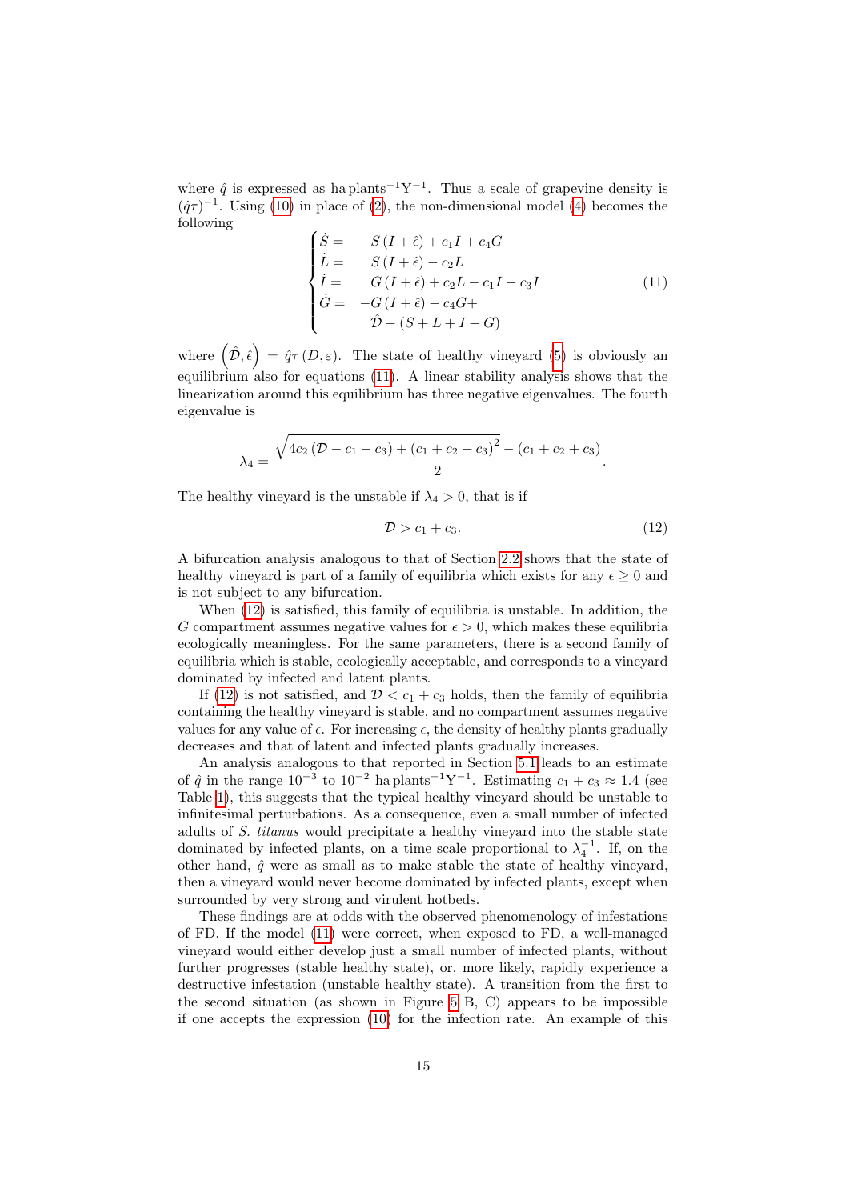where $\hat{q}$ is expressed as ha plants$^{-1}$Y$^{-1}$. Thus a scale of grapevine density is $(\hat{q}\tau)^{-1}$. Using (10) in place of (2), the non-dimensional model (4) becomes the following

$$
\begin{cases}
\dot{S} = & -S\left(I+\hat{\epsilon}\right)+c_1 I+c_4 G \\
\dot{L} = & \quad S\left(I+\hat{\epsilon}\right)-c_2 L \\
\dot{I} = & \quad G\left(I+\hat{\epsilon}\right)+c_2 L-c_1 I-c_3 I \\
\dot{G} = & -G\left(I+\hat{\epsilon}\right)-c_4 G+ \\
 & \quad \hat{\mathcal{D}}-\left(S+L+I+G\right)
\end{cases}
\tag{11}
$$

where $\left(\hat{\mathcal{D}},\hat{\epsilon}\right)=\hat{q}\tau\left(D,\varepsilon\right)$. The state of healthy vineyard (5) is obviously an equilibrium also for equations (11). A linear stability analysis shows that the linearization around this equilibrium has three negative eigenvalues. The fourth eigenvalue is

$$
\lambda_4=\frac{\sqrt{4c_2\left(\mathcal{D}-c_1-c_3\right)+\left(c_1+c_2+c_3\right)^2}-\left(c_1+c_2+c_3\right)}{2}.
$$

The healthy vineyard is the unstable if $\lambda_4>0$, that is if

$$
\mathcal{D}>c_1+c_3. \tag{12}
$$

A bifurcation analysis analogous to that of Section 2.2 shows that the state of healthy vineyard is part of a family of equilibria which exists for any $\epsilon\geq 0$ and is not subject to any bifurcation.

When (12) is satisfied, this family of equilibria is unstable. In addition, the $G$ compartment assumes negative values for $\epsilon>0$, which makes these equilibria ecologically meaningless. For the same parameters, there is a second family of equilibria which is stable, ecologically acceptable, and corresponds to a vineyard dominated by infected and latent plants.

If (12) is not satisfied, and $\mathcal{D}<c_1+c_3$ holds, then the family of equilibria containing the healthy vineyard is stable, and no compartment assumes negative values for any value of $\epsilon$. For increasing $\epsilon$, the density of healthy plants gradually decreases and that of latent and infected plants gradually increases.

An analysis analogous to that reported in Section 5.1 leads to an estimate of $\hat{q}$ in the range $10^{-3}$ to $10^{-2}$ ha plants$^{-1}$Y$^{-1}$. Estimating $c_1+c_3\approx 1.4$ (see Table 1), this suggests that the typical healthy vineyard should be unstable to infinitesimal perturbations. As a consequence, even a small number of infected adults of *S. titanus* would precipitate a healthy vineyard into the stable state dominated by infected plants, on a time scale proportional to $\lambda_4^{-1}$. If, on the other hand, $\hat{q}$ were as small as to make stable the state of healthy vineyard, then a vineyard would never become dominated by infected plants, except when surrounded by very strong and virulent hotbeds.

These findings are at odds with the observed phenomenology of infestations of FD. If the model (11) were correct, when exposed to FD, a well-managed vineyard would either develop just a small number of infected plants, without further progresses (stable healthy state), or, more likely, rapidly experience a destructive infestation (unstable healthy state). A transition from the first to the second situation (as shown in Figure 5 B, C) appears to be impossible if one accepts the expression (10) for the infection rate. An example of this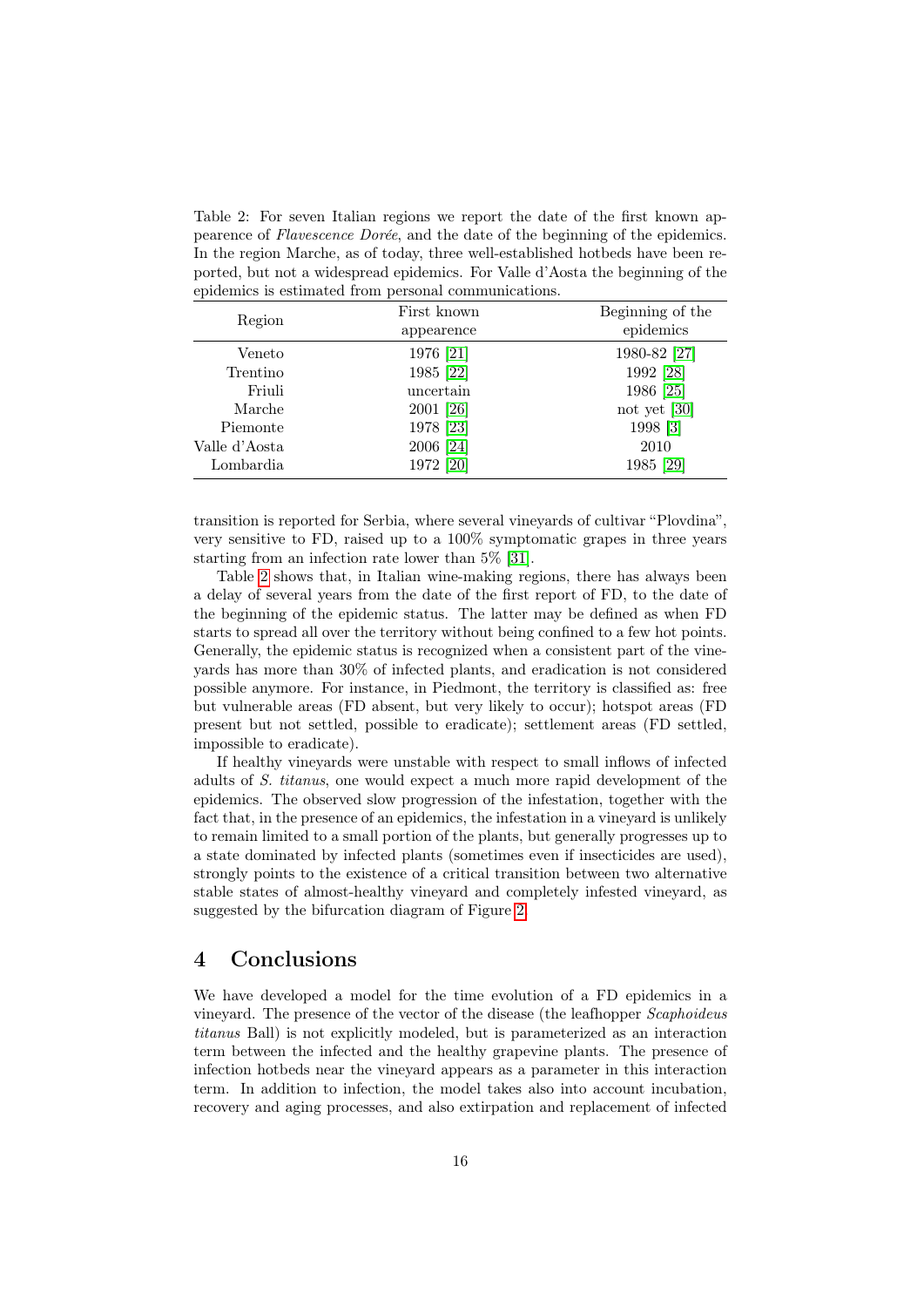Table 2: For seven Italian regions we report the date of the first known appearence of *Flavescence Dorée*, and the date of the beginning of the epidemics. In the region Marche, as of today, three well-established hotbeds have been reported, but not a widespread epidemics. For Valle d'Aosta the beginning of the epidemics is estimated from personal communications.

| Region | First known appearence | Beginning of the epidemics |
|---|---|---|
| Veneto | 1976 [21] | 1980-82 [27] |
| Trentino | 1985 [22] | 1992 [28] |
| Friuli | uncertain | 1986 [25] |
| Marche | 2001 [26] | not yet [30] |
| Piemonte | 1978 [23] | 1998 [3] |
| Valle d'Aosta | 2006 [24] | 2010 |
| Lombardia | 1972 [20] | 1985 [29] |

transition is reported for Serbia, where several vineyards of cultivar "Plovdina", very sensitive to FD, raised up to a 100% symptomatic grapes in three years starting from an infection rate lower than 5% [31].

Table 2 shows that, in Italian wine-making regions, there has always been a delay of several years from the date of the first report of FD, to the date of the beginning of the epidemic status. The latter may be defined as when FD starts to spread all over the territory without being confined to a few hot points. Generally, the epidemic status is recognized when a consistent part of the vineyards has more than 30% of infected plants, and eradication is not considered possible anymore. For instance, in Piedmont, the territory is classified as: free but vulnerable areas (FD absent, but very likely to occur); hotspot areas (FD present but not settled, possible to eradicate); settlement areas (FD settled, impossible to eradicate).

If healthy vineyards were unstable with respect to small inflows of infected adults of *S. titanus*, one would expect a much more rapid development of the epidemics. The observed slow progression of the infestation, together with the fact that, in the presence of an epidemics, the infestation in a vineyard is unlikely to remain limited to a small portion of the plants, but generally progresses up to a state dominated by infected plants (sometimes even if insecticides are used), strongly points to the existence of a critical transition between two alternative stable states of almost-healthy vineyard and completely infested vineyard, as suggested by the bifurcation diagram of Figure 2.

# 4 Conclusions

We have developed a model for the time evolution of a FD epidemics in a vineyard. The presence of the vector of the disease (the leafhopper *Scaphoideus titanus* Ball) is not explicitly modeled, but is parameterized as an interaction term between the infected and the healthy grapevine plants. The presence of infection hotbeds near the vineyard appears as a parameter in this interaction term. In addition to infection, the model takes also into account incubation, recovery and aging processes, and also extirpation and replacement of infected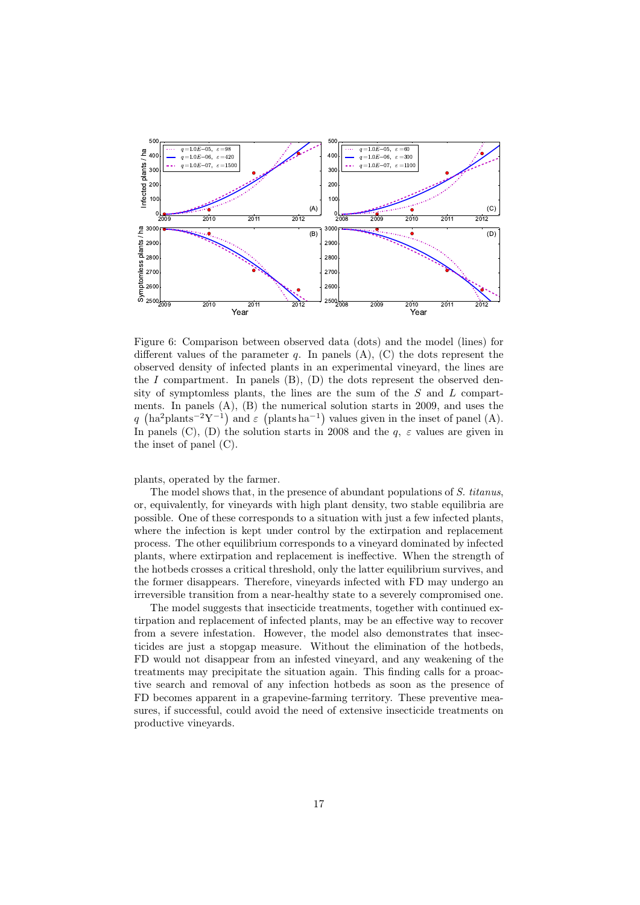Figure 6: Comparison between observed data (dots) and the model (lines) for different values of the parameter $q$. In panels (A), (C) the dots represent the observed density of infected plants in an experimental vineyard, the lines are the $I$ compartment. In panels (B), (D) the dots represent the observed density of symptomless plants, the lines are the sum of the $S$ and $L$ compartments. In panels (A), (B) the numerical solution starts in 2009, and uses the $q$ $\left(\mathrm{ha}^2\mathrm{plants}^{-2}\mathrm{Y}^{-1}\right)$ and $\varepsilon$ $\left(\mathrm{plants\,ha}^{-1}\right)$ values given in the inset of panel (A). In panels (C), (D) the solution starts in 2008 and the $q$, $\varepsilon$ values are given in the inset of panel (C).

plants, operated by the farmer.

The model shows that, in the presence of abundant populations of *S. titanus*, or, equivalently, for vineyards with high plant density, two stable equilibria are possible. One of these corresponds to a situation with just a few infected plants, where the infection is kept under control by the extirpation and replacement process. The other equilibrium corresponds to a vineyard dominated by infected plants, where extirpation and replacement is ineffective. When the strength of the hotbeds crosses a critical threshold, only the latter equilibrium survives, and the former disappears. Therefore, vineyards infected with FD may undergo an irreversible transition from a near-healthy state to a severely compromised one.

The model suggests that insecticide treatments, together with continued extirpation and replacement of infected plants, may be an effective way to recover from a severe infestation. However, the model also demonstrates that insecticides are just a stopgap measure. Without the elimination of the hotbeds, FD would not disappear from an infested vineyard, and any weakening of the treatments may precipitate the situation again. This finding calls for a proactive search and removal of any infection hotbeds as soon as the presence of FD becomes apparent in a grapevine-farming territory. These preventive measures, if successful, could avoid the need of extensive insecticide treatments on productive vineyards.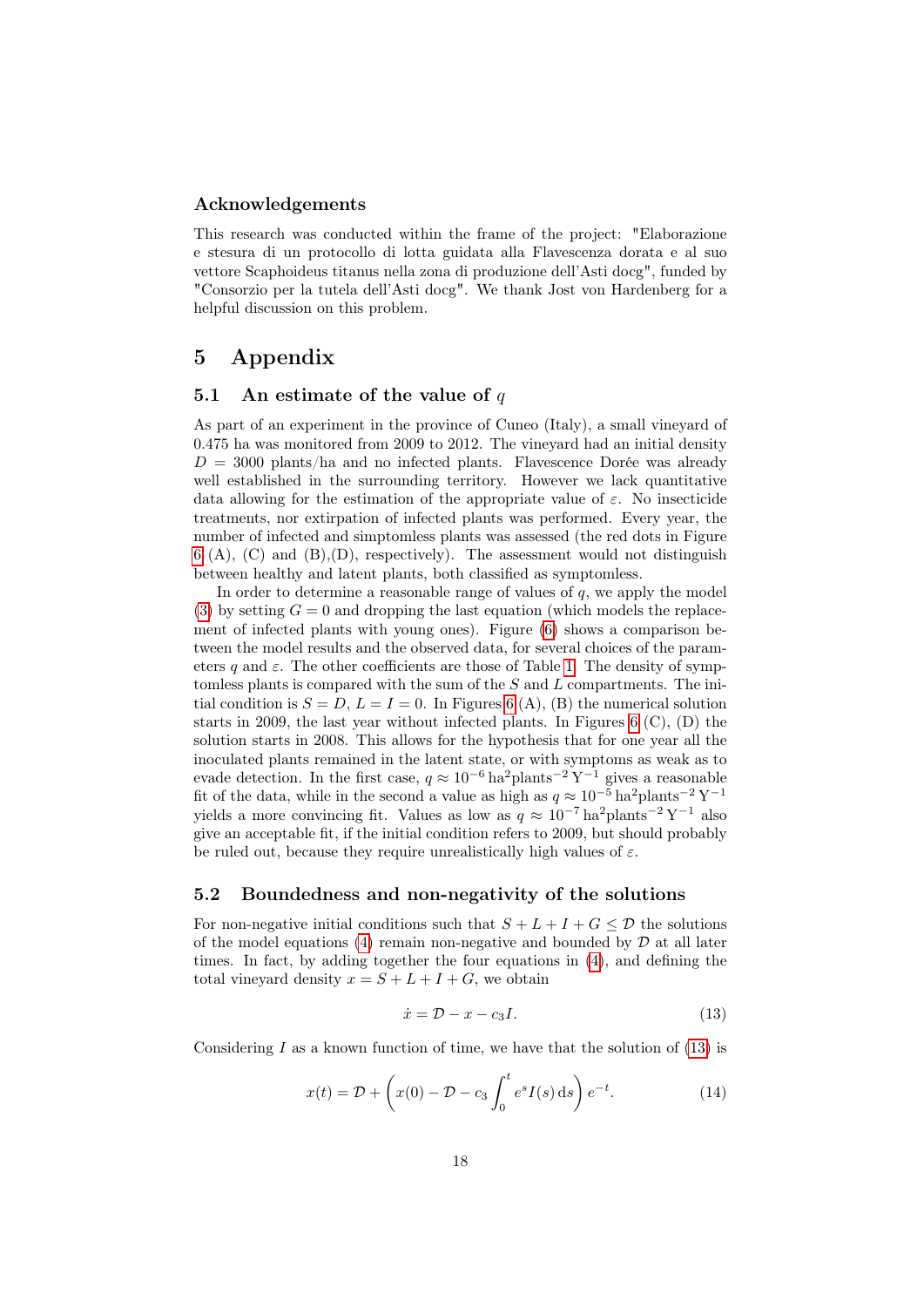### Acknowledgements

This research was conducted within the frame of the project: "Elaborazione e stesura di un protocollo di lotta guidata alla Flavescenza dorata e al suo vettore Scaphoideus titanus nella zona di produzione dell'Asti docg", funded by "Consorzio per la tutela dell'Asti docg". We thank Jost von Hardenberg for a helpful discussion on this problem.

## 5 Appendix

### 5.1 An estimate of the value of $q$

As part of an experiment in the province of Cuneo (Italy), a small vineyard of 0.475 ha was monitored from 2009 to 2012. The vineyard had an initial density $D = 3000$ plants/ha and no infected plants. Flavescence Dorée was already well established in the surrounding territory. However we lack quantitative data allowing for the estimation of the appropriate value of $\varepsilon$. No insecticide treatments, nor extirpation of infected plants was performed. Every year, the number of infected and simptomless plants was assessed (the red dots in Figure 6 (A), (C) and (B),(D), respectively). The assessment would not distinguish between healthy and latent plants, both classified as symptomless.

In order to determine a reasonable range of values of $q$, we apply the model (3) by setting $G = 0$ and dropping the last equation (which models the replacement of infected plants with young ones). Figure (6) shows a comparison between the model results and the observed data, for several choices of the parameters $q$ and $\varepsilon$. The other coefficients are those of Table 1. The density of symptomless plants is compared with the sum of the $S$ and $L$ compartments. The initial condition is $S = D$, $L = I = 0$. In Figures 6 (A), (B) the numerical solution starts in 2009, the last year without infected plants. In Figures 6 (C), (D) the solution starts in 2008. This allows for the hypothesis that for one year all the inoculated plants remained in the latent state, or with symptoms as weak as to evade detection. In the first case, $q \approx 10^{-6}\,\mathrm{ha}^2\mathrm{plants}^{-2}\,\mathrm{Y}^{-1}$ gives a reasonable fit of the data, while in the second a value as high as $q \approx 10^{-5}\,\mathrm{ha}^2\mathrm{plants}^{-2}\,\mathrm{Y}^{-1}$ yields a more convincing fit. Values as low as $q \approx 10^{-7}\,\mathrm{ha}^2\mathrm{plants}^{-2}\,\mathrm{Y}^{-1}$ also give an acceptable fit, if the initial condition refers to 2009, but should probably be ruled out, because they require unrealistically high values of $\varepsilon$.

### 5.2 Boundedness and non-negativity of the solutions

For non-negative initial conditions such that $S + L + I + G \le \mathcal{D}$ the solutions of the model equations (4) remain non-negative and bounded by $\mathcal{D}$ at all later times. In fact, by adding together the four equations in (4), and defining the total vineyard density $x = S + L + I + G$, we obtain

$$\dot{x} = \mathcal{D} - x - c_3 I. \tag{13}$$

Considering $I$ as a known function of time, we have that the solution of (13) is

$$x(t) = \mathcal{D} + \left( x(0) - \mathcal{D} - c_3 \int_0^t e^s I(s)\,\mathrm{d}s \right) e^{-t}. \tag{14}$$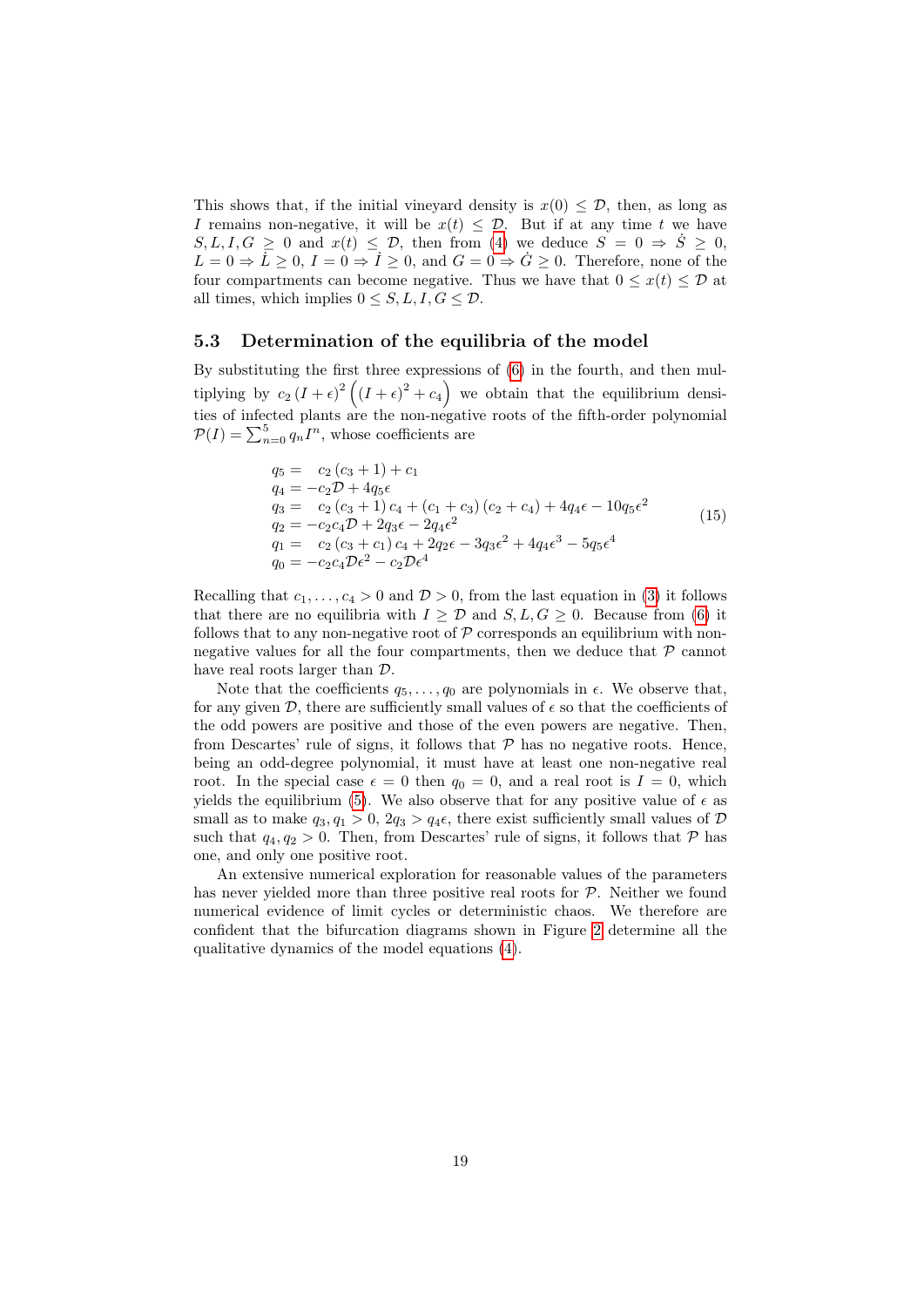This shows that, if the initial vineyard density is $x(0) \leq \mathcal{D}$, then, as long as $I$ remains non-negative, it will be $x(t) \leq \mathcal{D}$. But if at any time $t$ we have $S, L, I, G \geq 0$ and $x(t) \leq \mathcal{D}$, then from (4) we deduce $S = 0 \Rightarrow \dot{S} \geq 0$, $L = 0 \Rightarrow \dot{L} \geq 0$, $I = 0 \Rightarrow \dot{I} \geq 0$, and $G = 0 \Rightarrow \dot{G} \geq 0$. Therefore, none of the four compartments can become negative. Thus we have that $0 \leq x(t) \leq \mathcal{D}$ at all times, which implies $0 \leq S, L, I, G \leq \mathcal{D}$.

### 5.3 Determination of the equilibria of the model

By substituting the first three expressions of (6) in the fourth, and then multiplying by $c_2 (I + \epsilon)^2 \left( (I + \epsilon)^2 + c_4 \right)$ we obtain that the equilibrium densities of infected plants are the non-negative roots of the fifth-order polynomial $\mathcal{P}(I) = \sum_{n=0}^{5} q_n I^n$, whose coefficients are

$$
\begin{aligned}
q_5 &= \quad c_2 (c_3 + 1) + c_1 \\
q_4 &= -c_2 \mathcal{D} + 4 q_5 \epsilon \\
q_3 &= \quad c_2 (c_3 + 1) c_4 + (c_1 + c_3)(c_2 + c_4) + 4 q_4 \epsilon - 10 q_5 \epsilon^2 \\
q_2 &= -c_2 c_4 \mathcal{D} + 2 q_3 \epsilon - 2 q_4 \epsilon^2 \\
q_1 &= \quad c_2 (c_3 + c_1) c_4 + 2 q_2 \epsilon - 3 q_3 \epsilon^2 + 4 q_4 \epsilon^3 - 5 q_5 \epsilon^4 \\
q_0 &= -c_2 c_4 \mathcal{D} \epsilon^2 - c_2 \mathcal{D} \epsilon^4
\end{aligned}
\tag{15}
$$

Recalling that $c_1, \ldots, c_4 > 0$ and $\mathcal{D} > 0$, from the last equation in (3) it follows that there are no equilibria with $I \geq \mathcal{D}$ and $S, L, G \geq 0$. Because from (6) it follows that to any non-negative root of $\mathcal{P}$ corresponds an equilibrium with non-negative values for all the four compartments, then we deduce that $\mathcal{P}$ cannot have real roots larger than $\mathcal{D}$.

Note that the coefficients $q_5, \ldots, q_0$ are polynomials in $\epsilon$. We observe that, for any given $\mathcal{D}$, there are sufficiently small values of $\epsilon$ so that the coefficients of the odd powers are positive and those of the even powers are negative. Then, from Descartes' rule of signs, it follows that $\mathcal{P}$ has no negative roots. Hence, being an odd-degree polynomial, it must have at least one non-negative real root. In the special case $\epsilon = 0$ then $q_0 = 0$, and a real root is $I = 0$, which yields the equilibrium (5). We also observe that for any positive value of $\epsilon$ as small as to make $q_3, q_1 > 0$, $2q_3 > q_4 \epsilon$, there exist sufficiently small values of $\mathcal{D}$ such that $q_4, q_2 > 0$. Then, from Descartes' rule of signs, it follows that $\mathcal{P}$ has one, and only one positive root.

An extensive numerical exploration for reasonable values of the parameters has never yielded more than three positive real roots for $\mathcal{P}$. Neither we found numerical evidence of limit cycles or deterministic chaos. We therefore are confident that the bifurcation diagrams shown in Figure 2 determine all the qualitative dynamics of the model equations (4).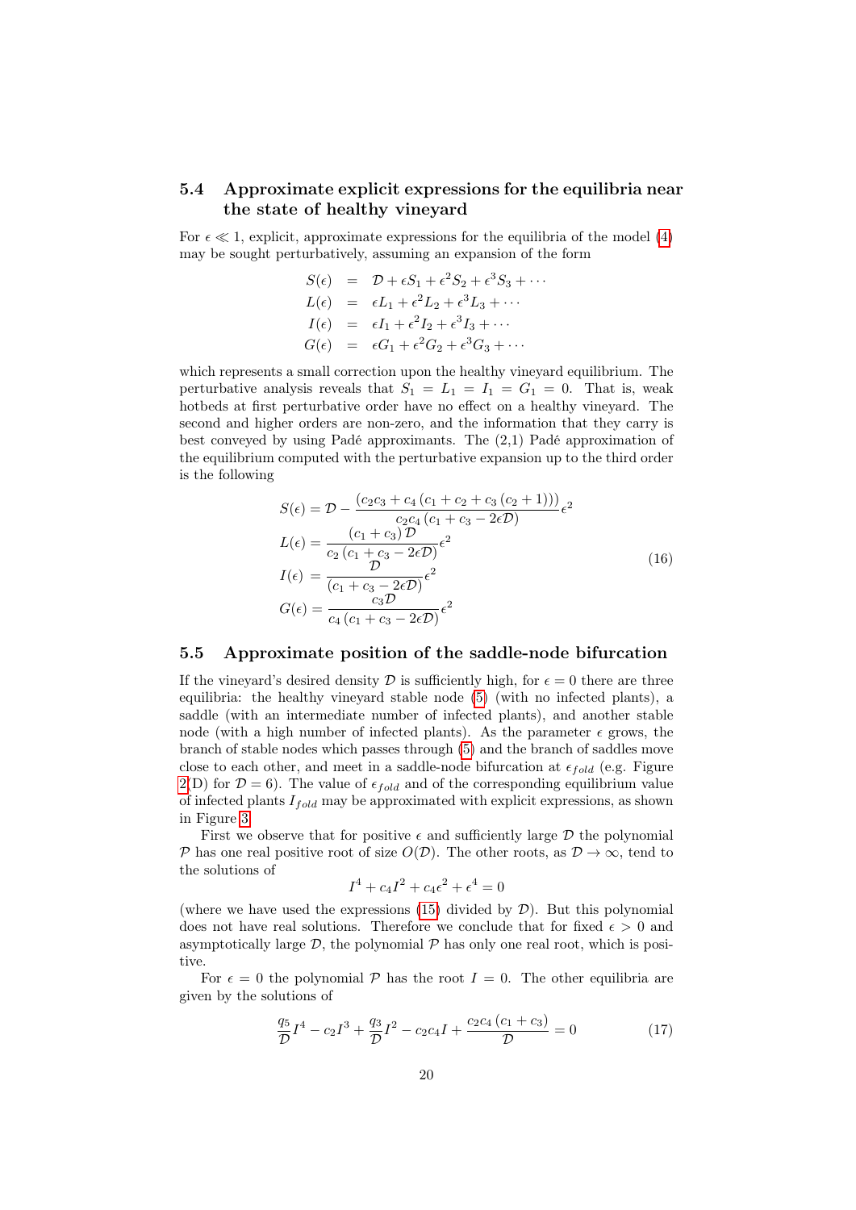### 5.4 Approximate explicit expressions for the equilibria near the state of healthy vineyard

For $\epsilon \ll 1$, explicit, approximate expressions for the equilibria of the model (4) may be sought perturbatively, assuming an expansion of the form

$$
\begin{aligned}
S(\epsilon) &= \mathcal{D} + \epsilon S_1 + \epsilon^2 S_2 + \epsilon^3 S_3 + \cdots \\
L(\epsilon) &= \epsilon L_1 + \epsilon^2 L_2 + \epsilon^3 L_3 + \cdots \\
I(\epsilon) &= \epsilon I_1 + \epsilon^2 I_2 + \epsilon^3 I_3 + \cdots \\
G(\epsilon) &= \epsilon G_1 + \epsilon^2 G_2 + \epsilon^3 G_3 + \cdots
\end{aligned}
$$

which represents a small correction upon the healthy vineyard equilibrium. The perturbative analysis reveals that $S_1 = L_1 = I_1 = G_1 = 0$. That is, weak hotbeds at first perturbative order have no effect on a healthy vineyard. The second and higher orders are non-zero, and the information that they carry is best conveyed by using Padé approximants. The (2,1) Padé approximation of the equilibrium computed with the perturbative expansion up to the third order is the following

$$
\begin{aligned}
S(\epsilon) &= \mathcal{D} - \frac{(c_2 c_3 + c_4 (c_1 + c_2 + c_3 (c_2 + 1)))}{c_2 c_4 (c_1 + c_3 - 2\epsilon\mathcal{D})}\epsilon^2 \\
L(\epsilon) &= \frac{(c_1 + c_3)\,\mathcal{D}}{c_2 (c_1 + c_3 - 2\epsilon\mathcal{D})}\epsilon^2 \\
I(\epsilon) &= \frac{\mathcal{D}}{(c_1 + c_3 - 2\epsilon\mathcal{D})}\epsilon^2 \\
G(\epsilon) &= \frac{c_3\mathcal{D}}{c_4 (c_1 + c_3 - 2\epsilon\mathcal{D})}\epsilon^2
\end{aligned}
\tag{16}
$$

### 5.5 Approximate position of the saddle-node bifurcation

If the vineyard's desired density $\mathcal{D}$ is sufficiently high, for $\epsilon = 0$ there are three equilibria: the healthy vineyard stable node (5) (with no infected plants), a saddle (with an intermediate number of infected plants), and another stable node (with a high number of infected plants). As the parameter $\epsilon$ grows, the branch of stable nodes which passes through (5) and the branch of saddles move close to each other, and meet in a saddle-node bifurcation at $\epsilon_{fold}$ (e.g. Figure 2(D) for $\mathcal{D} = 6$). The value of $\epsilon_{fold}$ and of the corresponding equilibrium value of infected plants $I_{fold}$ may be approximated with explicit expressions, as shown in Figure 3.

First we observe that for positive $\epsilon$ and sufficiently large $\mathcal{D}$ the polynomial $\mathcal{P}$ has one real positive root of size $O(\mathcal{D})$. The other roots, as $\mathcal{D} \to \infty$, tend to the solutions of

$$
I^4 + c_4 I^2 + c_4 \epsilon^2 + \epsilon^4 = 0
$$

(where we have used the expressions (15) divided by $\mathcal{D}$). But this polynomial does not have real solutions. Therefore we conclude that for fixed $\epsilon > 0$ and asymptotically large $\mathcal{D}$, the polynomial $\mathcal{P}$ has only one real root, which is positive.

For $\epsilon = 0$ the polynomial $\mathcal{P}$ has the root $I = 0$. The other equilibria are given by the solutions of

$$
\frac{q_5}{\mathcal{D}} I^4 - c_2 I^3 + \frac{q_3}{\mathcal{D}} I^2 - c_2 c_4 I + \frac{c_2 c_4 (c_1 + c_3)}{\mathcal{D}} = 0 \tag{17}
$$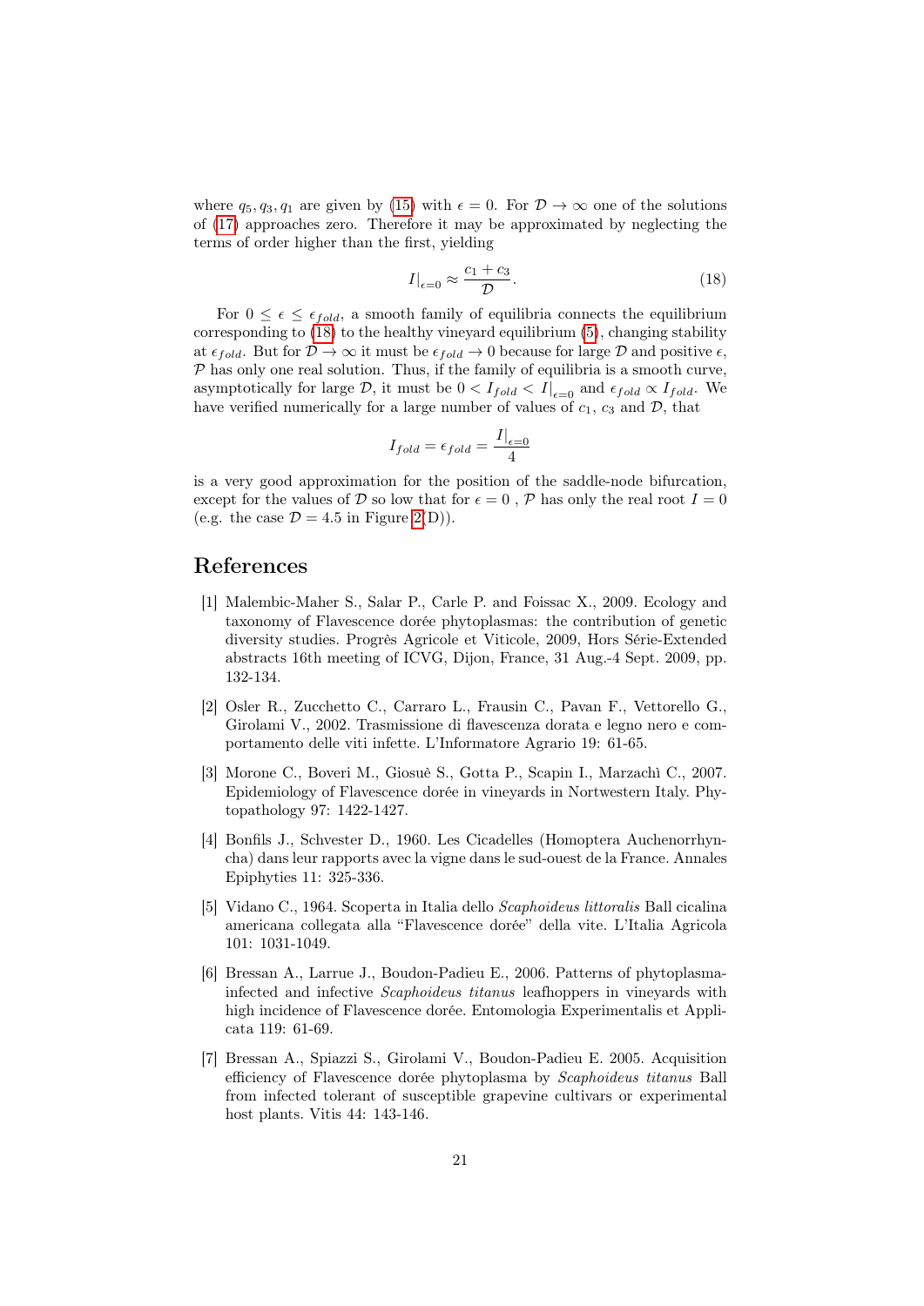where $q_5, q_3, q_1$ are given by (15) with $\epsilon = 0$. For $\mathcal{D} \to \infty$ one of the solutions of (17) approaches zero. Therefore it may be approximated by neglecting the terms of order higher than the first, yielding

$$I|_{\epsilon=0} \approx \frac{c_1 + c_3}{\mathcal{D}}. \tag{18}$$

For $0 \le \epsilon \le \epsilon_{fold}$, a smooth family of equilibria connects the equilibrium corresponding to (18) to the healthy vineyard equilibrium (5), changing stability at $\epsilon_{fold}$. But for $\mathcal{D} \to \infty$ it must be $\epsilon_{fold} \to 0$ because for large $\mathcal{D}$ and positive $\epsilon$, $\mathcal{P}$ has only one real solution. Thus, if the family of equilibria is a smooth curve, asymptotically for large $\mathcal{D}$, it must be $0 < I_{fold} < I|_{\epsilon=0}$ and $\epsilon_{fold} \propto I_{fold}$. We have verified numerically for a large number of values of $c_1$, $c_3$ and $\mathcal{D}$, that

$$I_{fold} = \epsilon_{fold} = \frac{I|_{\epsilon=0}}{4}$$

is a very good approximation for the position of the saddle-node bifurcation, except for the values of $\mathcal{D}$ so low that for $\epsilon = 0$ , $\mathcal{P}$ has only the real root $I = 0$ (e.g. the case $\mathcal{D} = 4.5$ in Figure 2(D)).

# References

[1] Malembic-Maher S., Salar P., Carle P. and Foissac X., 2009. Ecology and taxonomy of Flavescence dorée phytoplasmas: the contribution of genetic diversity studies. Progrès Agricole et Viticole, 2009, Hors Série-Extended abstracts 16th meeting of ICVG, Dijon, France, 31 Aug.-4 Sept. 2009, pp. 132-134.

[2] Osler R., Zucchetto C., Carraro L., Frausin C., Pavan F., Vettorello G., Girolami V., 2002. Trasmissione di flavescenza dorata e legno nero e comportamento delle viti infette. L'Informatore Agrario 19: 61-65.

[3] Morone C., Boveri M., Giosuè S., Gotta P., Scapin I., Marzachì C., 2007. Epidemiology of Flavescence dorée in vineyards in Nortwestern Italy. Phytopathology 97: 1422-1427.

[4] Bonfils J., Schvester D., 1960. Les Cicadelles (Homoptera Auchenorrhyncha) dans leur rapports avec la vigne dans le sud-ouest de la France. Annales Epiphyties 11: 325-336.

[5] Vidano C., 1964. Scoperta in Italia dello *Scaphoideus littoralis* Ball cicalina americana collegata alla "Flavescence dorée" della vite. L'Italia Agricola 101: 1031-1049.

[6] Bressan A., Larrue J., Boudon-Padieu E., 2006. Patterns of phytoplasma-infected and infective *Scaphoideus titanus* leafhoppers in vineyards with high incidence of Flavescence dorée. Entomologia Experimentalis et Applicata 119: 61-69.

[7] Bressan A., Spiazzi S., Girolami V., Boudon-Padieu E. 2005. Acquisition efficiency of Flavescence dorée phytoplasma by *Scaphoideus titanus* Ball from infected tolerant of susceptible grapevine cultivars or experimental host plants. Vitis 44: 143-146.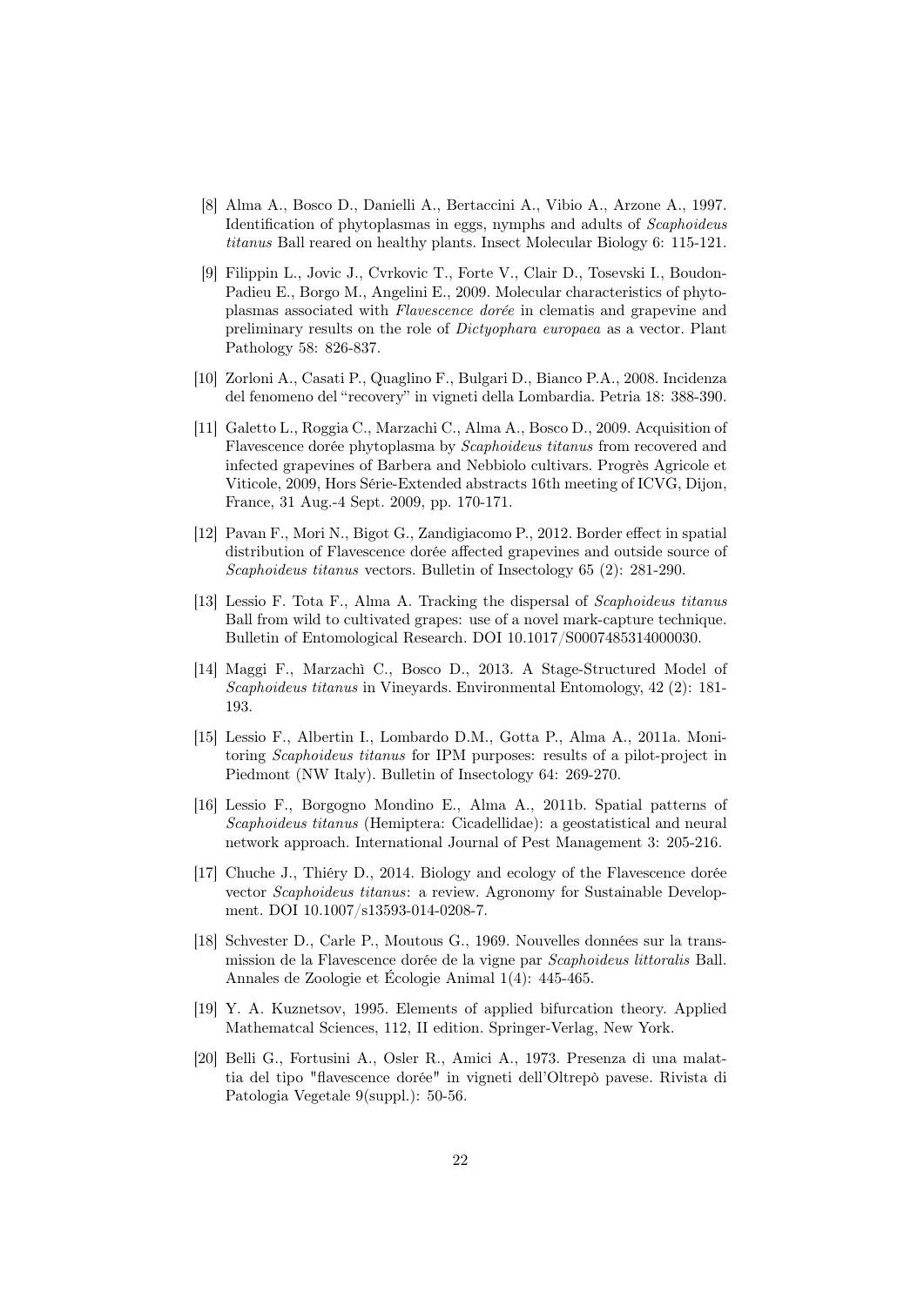[8] Alma A., Bosco D., Danielli A., Bertaccini A., Vibio A., Arzone A., 1997. Identification of phytoplasmas in eggs, nymphs and adults of *Scaphoideus titanus* Ball reared on healthy plants. Insect Molecular Biology 6: 115-121.

[9] Filippin L., Jovic J., Cvrkovic T., Forte V., Clair D., Tosevski I., Boudon-Padieu E., Borgo M., Angelini E., 2009. Molecular characteristics of phytoplasmas associated with *Flavescence dorée* in clematis and grapevine and preliminary results on the role of *Dictyophara europaea* as a vector. Plant Pathology 58: 826-837.

[10] Zorloni A., Casati P., Quaglino F., Bulgari D., Bianco P.A., 2008. Incidenza del fenomeno del "recovery" in vigneti della Lombardia. Petria 18: 388-390.

[11] Galetto L., Roggia C., Marzachi C., Alma A., Bosco D., 2009. Acquisition of Flavescence dorée phytoplasma by *Scaphoideus titanus* from recovered and infected grapevines of Barbera and Nebbiolo cultivars. Progrès Agricole et Viticole, 2009, Hors Série-Extended abstracts 16th meeting of ICVG, Dijon, France, 31 Aug.-4 Sept. 2009, pp. 170-171.

[12] Pavan F., Mori N., Bigot G., Zandigiacomo P., 2012. Border effect in spatial distribution of Flavescence dorée affected grapevines and outside source of *Scaphoideus titanus* vectors. Bulletin of Insectology 65 (2): 281-290.

[13] Lessio F. Tota F., Alma A. Tracking the dispersal of *Scaphoideus titanus* Ball from wild to cultivated grapes: use of a novel mark-capture technique. Bulletin of Entomological Research. DOI 10.1017/S0007485314000030.

[14] Maggi F., Marzachì C., Bosco D., 2013. A Stage-Structured Model of *Scaphoideus titanus* in Vineyards. Environmental Entomology, 42 (2): 181-193.

[15] Lessio F., Albertin I., Lombardo D.M., Gotta P., Alma A., 2011a. Monitoring *Scaphoideus titanus* for IPM purposes: results of a pilot-project in Piedmont (NW Italy). Bulletin of Insectology 64: 269-270.

[16] Lessio F., Borgogno Mondino E., Alma A., 2011b. Spatial patterns of *Scaphoideus titanus* (Hemiptera: Cicadellidae): a geostatistical and neural network approach. International Journal of Pest Management 3: 205-216.

[17] Chuche J., Thiéry D., 2014. Biology and ecology of the Flavescence dorée vector *Scaphoideus titanus*: a review. Agronomy for Sustainable Development. DOI 10.1007/s13593-014-0208-7.

[18] Schvester D., Carle P., Moutous G., 1969. Nouvelles données sur la transmission de la Flavescence dorée de la vigne par *Scaphoideus littoralis* Ball. Annales de Zoologie et Écologie Animal 1(4): 445-465.

[19] Y. A. Kuznetsov, 1995. Elements of applied bifurcation theory. Applied Mathematcal Sciences, 112, II edition. Springer-Verlag, New York.

[20] Belli G., Fortusini A., Osler R., Amici A., 1973. Presenza di una malattia del tipo "flavescence dorée" in vigneti dell'Oltrepò pavese. Rivista di Patologia Vegetale 9(suppl.): 50-56.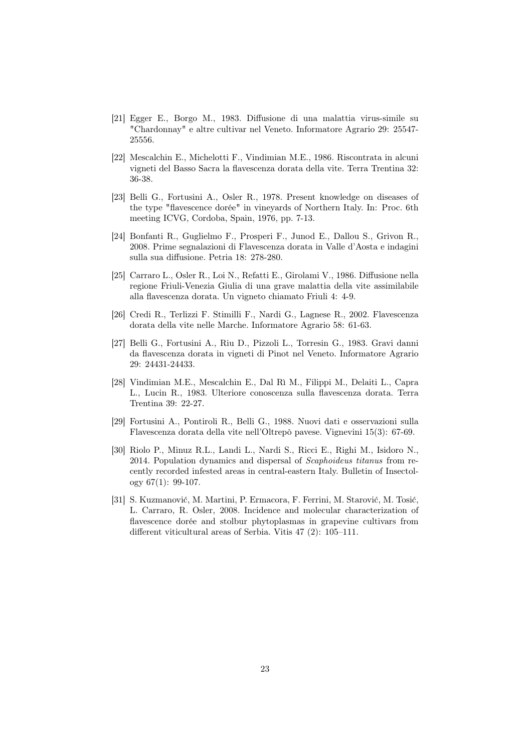[21] Egger E., Borgo M., 1983. Diffusione di una malattia virus-simile su "Chardonnay" e altre cultivar nel Veneto. Informatore Agrario 29: 25547-25556.

[22] Mescalchin E., Michelotti F., Vindimian M.E., 1986. Riscontrata in alcuni vigneti del Basso Sacra la flavescenza dorata della vite. Terra Trentina 32: 36-38.

[23] Belli G., Fortusini A., Osler R., 1978. Present knowledge on diseases of the type "flavescence dorée" in vineyards of Northern Italy. In: Proc. 6th meeting ICVG, Cordoba, Spain, 1976, pp. 7-13.

[24] Bonfanti R., Guglielmo F., Prosperi F., Junod E., Dallou S., Grivon R., 2008. Prime segnalazioni di Flavescenza dorata in Valle d'Aosta e indagini sulla sua diffusione. Petria 18: 278-280.

[25] Carraro L., Osler R., Loi N., Refatti E., Girolami V., 1986. Diffusione nella regione Friuli-Venezia Giulia di una grave malattia della vite assimilabile alla flavescenza dorata. Un vigneto chiamato Friuli 4: 4-9.

[26] Credi R., Terlizzi F. Stimilli F., Nardi G., Lagnese R., 2002. Flavescenza dorata della vite nelle Marche. Informatore Agrario 58: 61-63.

[27] Belli G., Fortusini A., Riu D., Pizzoli L., Torresin G., 1983. Gravi danni da flavescenza dorata in vigneti di Pinot nel Veneto. Informatore Agrario 29: 24431-24433.

[28] Vindimian M.E., Mescalchin E., Dal Rì M., Filippi M., Delaiti L., Capra L., Lucin R., 1983. Ulteriore conoscenza sulla flavescenza dorata. Terra Trentina 39: 22-27.

[29] Fortusini A., Pontiroli R., Belli G., 1988. Nuovi dati e osservazioni sulla Flavescenza dorata della vite nell'Oltrepò pavese. Vignevini 15(3): 67-69.

[30] Riolo P., Minuz R.L., Landi L., Nardi S., Ricci E., Righi M., Isidoro N., 2014. Population dynamics and dispersal of *Scaphoideus titanus* from recently recorded infested areas in central-eastern Italy. Bulletin of Insectology 67(1): 99-107.

[31] S. Kuzmanović, M. Martini, P. Ermacora, F. Ferrini, M. Starović, M. Tosić, L. Carraro, R. Osler, 2008. Incidence and molecular characterization of flavescence dorée and stolbur phytoplasmas in grapevine cultivars from different viticultural areas of Serbia. Vitis 47 (2): 105–111.